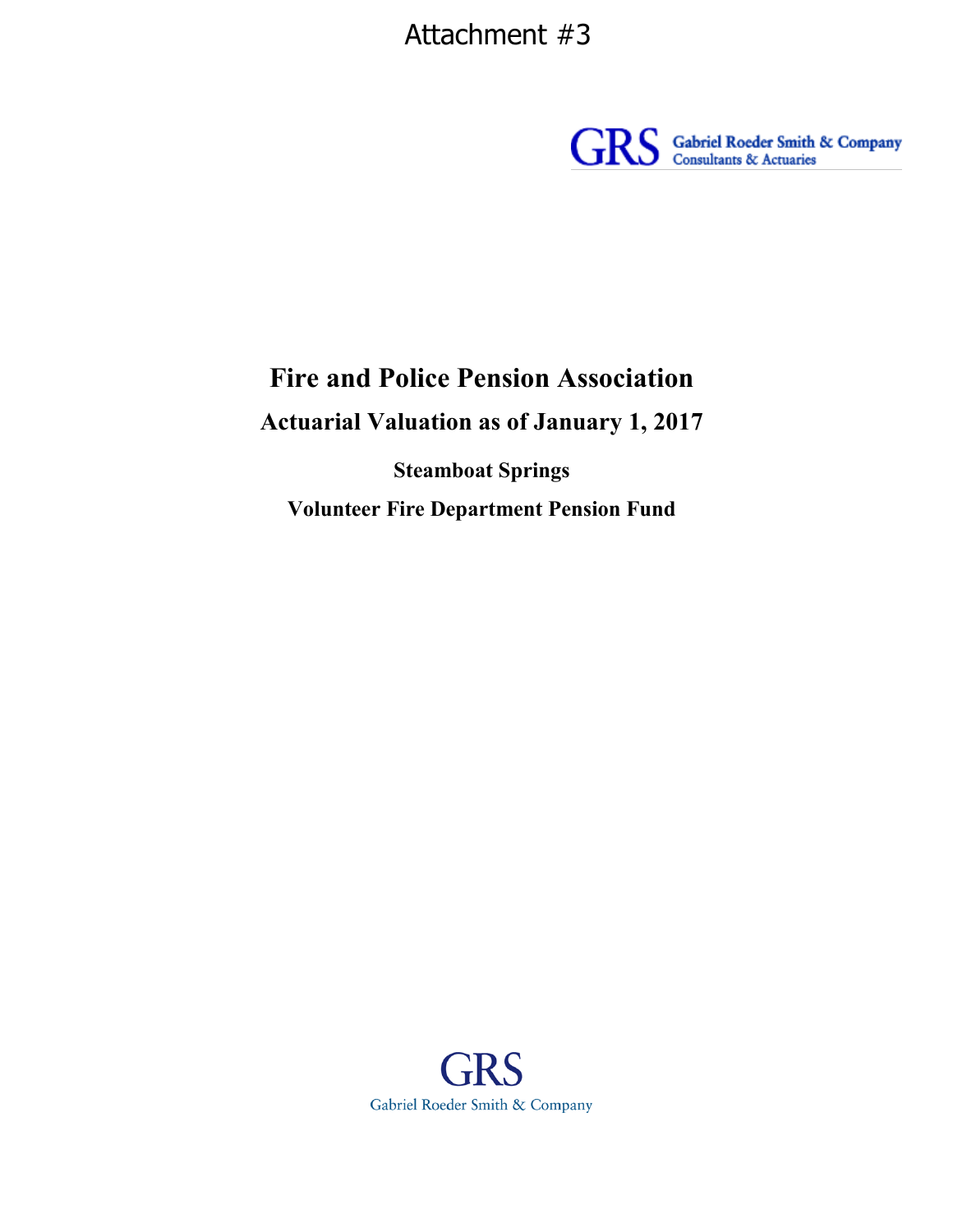Attachment #3

GRS Gabriel Roeder Smith & Company
Consultants & Actuaries

# Fire and Police Pension Association

## Actuarial Valuation as of January 1, 2017

### Steamboat Springs

### Volunteer Fire Department Pension Fund

GRS
Gabriel Roeder Smith & Company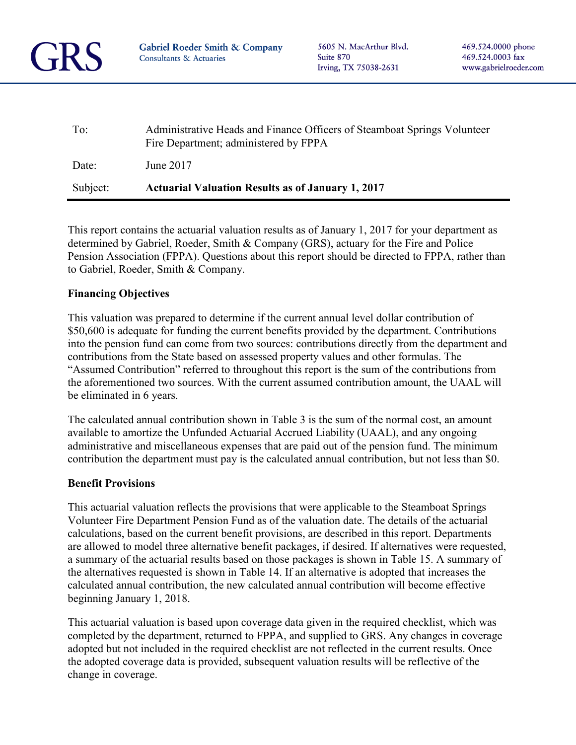**GRS** Gabriel Roeder Smith & Company
Consultants & Actuaries

5605 N. MacArthur Blvd.
Suite 870
Irving, TX 75038-2631

469.524.0000 phone
469.524.0003 fax
www.gabrielroeder.com

| | |
|---|---|
| To: | Administrative Heads and Finance Officers of Steamboat Springs Volunteer Fire Department; administered by FPPA |
| Date: | June 2017 |
| Subject: | **Actuarial Valuation Results as of January 1, 2017** |

This report contains the actuarial valuation results as of January 1, 2017 for your department as determined by Gabriel, Roeder, Smith & Company (GRS), actuary for the Fire and Police Pension Association (FPPA). Questions about this report should be directed to FPPA, rather than to Gabriel, Roeder, Smith & Company.

**Financing Objectives**

This valuation was prepared to determine if the current annual level dollar contribution of $50,600 is adequate for funding the current benefits provided by the department. Contributions into the pension fund can come from two sources: contributions directly from the department and contributions from the State based on assessed property values and other formulas. The "Assumed Contribution" referred to throughout this report is the sum of the contributions from the aforementioned two sources. With the current assumed contribution amount, the UAAL will be eliminated in 6 years.

The calculated annual contribution shown in Table 3 is the sum of the normal cost, an amount available to amortize the Unfunded Actuarial Accrued Liability (UAAL), and any ongoing administrative and miscellaneous expenses that are paid out of the pension fund. The minimum contribution the department must pay is the calculated annual contribution, but not less than $0.

**Benefit Provisions**

This actuarial valuation reflects the provisions that were applicable to the Steamboat Springs Volunteer Fire Department Pension Fund as of the valuation date. The details of the actuarial calculations, based on the current benefit provisions, are described in this report. Departments are allowed to model three alternative benefit packages, if desired. If alternatives were requested, a summary of the actuarial results based on those packages is shown in Table 15. A summary of the alternatives requested is shown in Table 14. If an alternative is adopted that increases the calculated annual contribution, the new calculated annual contribution will become effective beginning January 1, 2018.

This actuarial valuation is based upon coverage data given in the required checklist, which was completed by the department, returned to FPPA, and supplied to GRS. Any changes in coverage adopted but not included in the required checklist are not reflected in the current results. Once the adopted coverage data is provided, subsequent valuation results will be reflective of the change in coverage.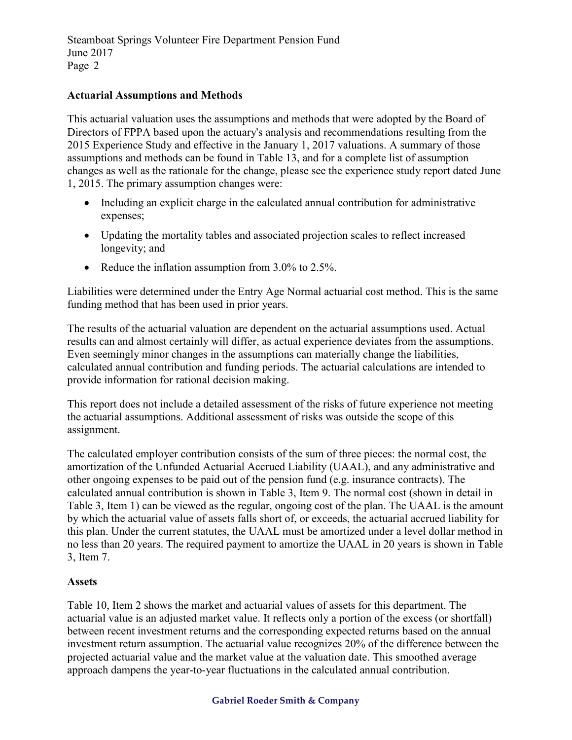## Actuarial Assumptions and Methods

This actuarial valuation uses the assumptions and methods that were adopted by the Board of Directors of FPPA based upon the actuary's analysis and recommendations resulting from the 2015 Experience Study and effective in the January 1, 2017 valuations. A summary of those assumptions and methods can be found in Table 13, and for a complete list of assumption changes as well as the rationale for the change, please see the experience study report dated June 1, 2015. The primary assumption changes were:

- Including an explicit charge in the calculated annual contribution for administrative expenses;
- Updating the mortality tables and associated projection scales to reflect increased longevity; and
- Reduce the inflation assumption from 3.0% to 2.5%.

Liabilities were determined under the Entry Age Normal actuarial cost method. This is the same funding method that has been used in prior years.

The results of the actuarial valuation are dependent on the actuarial assumptions used. Actual results can and almost certainly will differ, as actual experience deviates from the assumptions. Even seemingly minor changes in the assumptions can materially change the liabilities, calculated annual contribution and funding periods. The actuarial calculations are intended to provide information for rational decision making.

This report does not include a detailed assessment of the risks of future experience not meeting the actuarial assumptions. Additional assessment of risks was outside the scope of this assignment.

The calculated employer contribution consists of the sum of three pieces: the normal cost, the amortization of the Unfunded Actuarial Accrued Liability (UAAL), and any administrative and other ongoing expenses to be paid out of the pension fund (e.g. insurance contracts). The calculated annual contribution is shown in Table 3, Item 9. The normal cost (shown in detail in Table 3, Item 1) can be viewed as the regular, ongoing cost of the plan. The UAAL is the amount by which the actuarial value of assets falls short of, or exceeds, the actuarial accrued liability for this plan. Under the current statutes, the UAAL must be amortized under a level dollar method in no less than 20 years. The required payment to amortize the UAAL in 20 years is shown in Table 3, Item 7.

## Assets

Table 10, Item 2 shows the market and actuarial values of assets for this department. The actuarial value is an adjusted market value. It reflects only a portion of the excess (or shortfall) between recent investment returns and the corresponding expected returns based on the annual investment return assumption. The actuarial value recognizes 20% of the difference between the projected actuarial value and the market value at the valuation date. This smoothed average approach dampens the year-to-year fluctuations in the calculated annual contribution.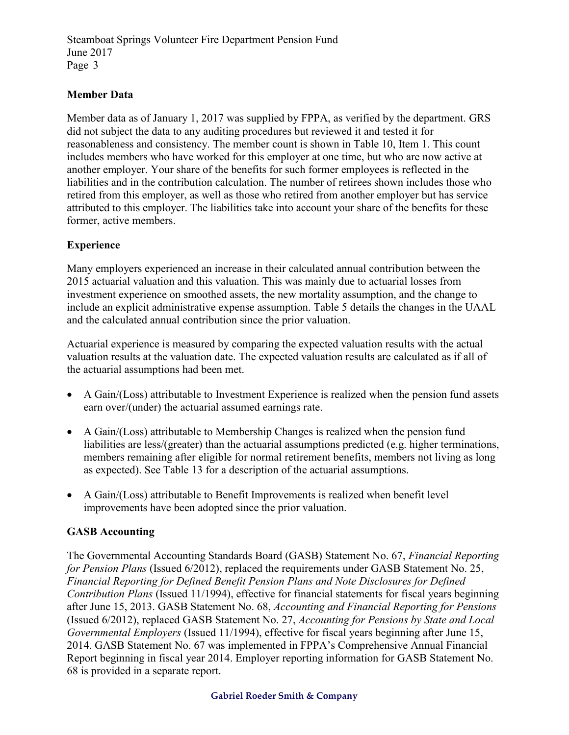## Member Data

Member data as of January 1, 2017 was supplied by FPPA, as verified by the department. GRS did not subject the data to any auditing procedures but reviewed it and tested it for reasonableness and consistency. The member count is shown in Table 10, Item 1. This count includes members who have worked for this employer at one time, but who are now active at another employer. Your share of the benefits for such former employees is reflected in the liabilities and in the contribution calculation. The number of retirees shown includes those who retired from this employer, as well as those who retired from another employer but has service attributed to this employer. The liabilities take into account your share of the benefits for these former, active members.

## Experience

Many employers experienced an increase in their calculated annual contribution between the 2015 actuarial valuation and this valuation. This was mainly due to actuarial losses from investment experience on smoothed assets, the new mortality assumption, and the change to include an explicit administrative expense assumption. Table 5 details the changes in the UAAL and the calculated annual contribution since the prior valuation.

Actuarial experience is measured by comparing the expected valuation results with the actual valuation results at the valuation date. The expected valuation results are calculated as if all of the actuarial assumptions had been met.

- A Gain/(Loss) attributable to Investment Experience is realized when the pension fund assets earn over/(under) the actuarial assumed earnings rate.
- A Gain/(Loss) attributable to Membership Changes is realized when the pension fund liabilities are less/(greater) than the actuarial assumptions predicted (e.g. higher terminations, members remaining after eligible for normal retirement benefits, members not living as long as expected). See Table 13 for a description of the actuarial assumptions.
- A Gain/(Loss) attributable to Benefit Improvements is realized when benefit level improvements have been adopted since the prior valuation.

## GASB Accounting

The Governmental Accounting Standards Board (GASB) Statement No. 67, *Financial Reporting for Pension Plans* (Issued 6/2012), replaced the requirements under GASB Statement No. 25, *Financial Reporting for Defined Benefit Pension Plans and Note Disclosures for Defined Contribution Plans* (Issued 11/1994), effective for financial statements for fiscal years beginning after June 15, 2013. GASB Statement No. 68, *Accounting and Financial Reporting for Pensions* (Issued 6/2012), replaced GASB Statement No. 27, *Accounting for Pensions by State and Local Governmental Employers* (Issued 11/1994), effective for fiscal years beginning after June 15, 2014. GASB Statement No. 67 was implemented in FPPA's Comprehensive Annual Financial Report beginning in fiscal year 2014. Employer reporting information for GASB Statement No. 68 is provided in a separate report.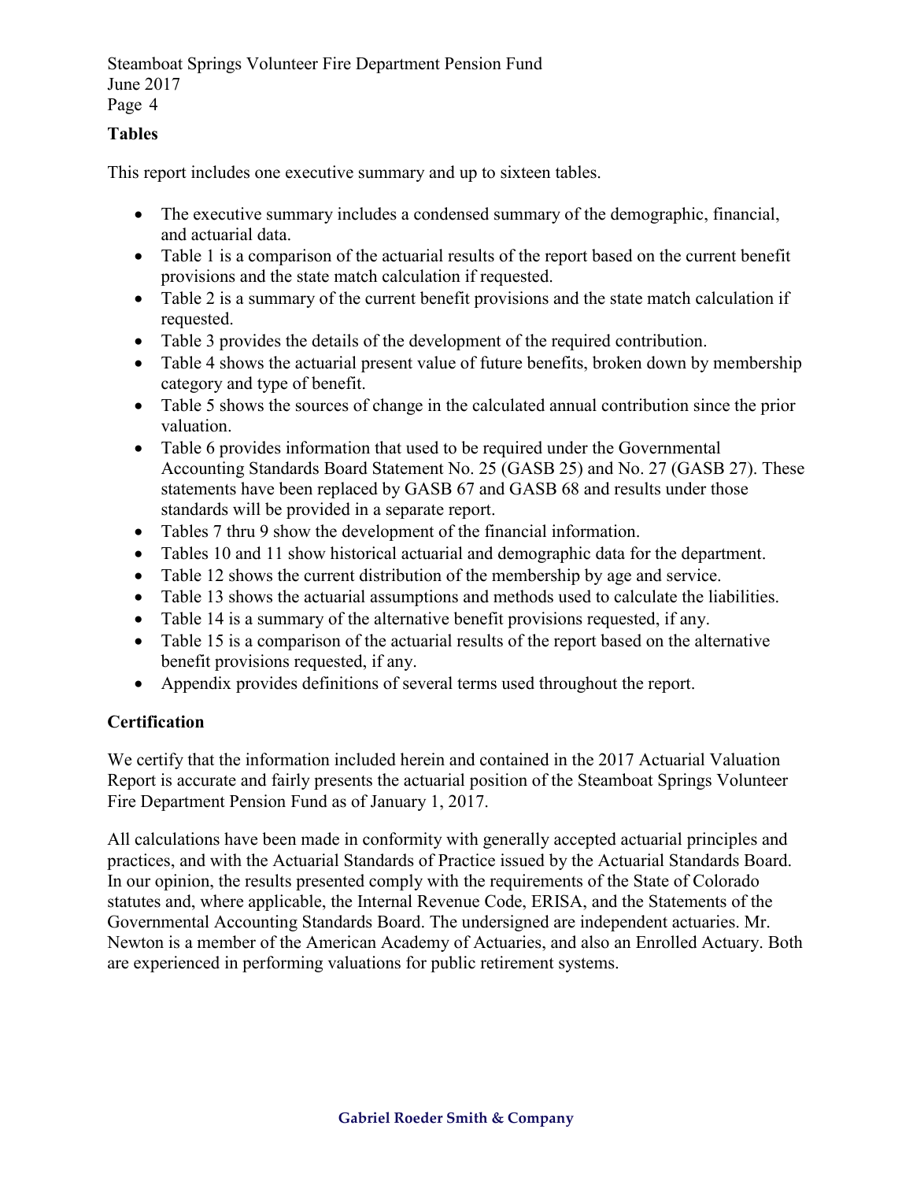## Tables

This report includes one executive summary and up to sixteen tables.

- The executive summary includes a condensed summary of the demographic, financial, and actuarial data.
- Table 1 is a comparison of the actuarial results of the report based on the current benefit provisions and the state match calculation if requested.
- Table 2 is a summary of the current benefit provisions and the state match calculation if requested.
- Table 3 provides the details of the development of the required contribution.
- Table 4 shows the actuarial present value of future benefits, broken down by membership category and type of benefit.
- Table 5 shows the sources of change in the calculated annual contribution since the prior valuation.
- Table 6 provides information that used to be required under the Governmental Accounting Standards Board Statement No. 25 (GASB 25) and No. 27 (GASB 27). These statements have been replaced by GASB 67 and GASB 68 and results under those standards will be provided in a separate report.
- Tables 7 thru 9 show the development of the financial information.
- Tables 10 and 11 show historical actuarial and demographic data for the department.
- Table 12 shows the current distribution of the membership by age and service.
- Table 13 shows the actuarial assumptions and methods used to calculate the liabilities.
- Table 14 is a summary of the alternative benefit provisions requested, if any.
- Table 15 is a comparison of the actuarial results of the report based on the alternative benefit provisions requested, if any.
- Appendix provides definitions of several terms used throughout the report.

## Certification

We certify that the information included herein and contained in the 2017 Actuarial Valuation Report is accurate and fairly presents the actuarial position of the Steamboat Springs Volunteer Fire Department Pension Fund as of January 1, 2017.

All calculations have been made in conformity with generally accepted actuarial principles and practices, and with the Actuarial Standards of Practice issued by the Actuarial Standards Board. In our opinion, the results presented comply with the requirements of the State of Colorado statutes and, where applicable, the Internal Revenue Code, ERISA, and the Statements of the Governmental Accounting Standards Board. The undersigned are independent actuaries. Mr. Newton is a member of the American Academy of Actuaries, and also an Enrolled Actuary. Both are experienced in performing valuations for public retirement systems.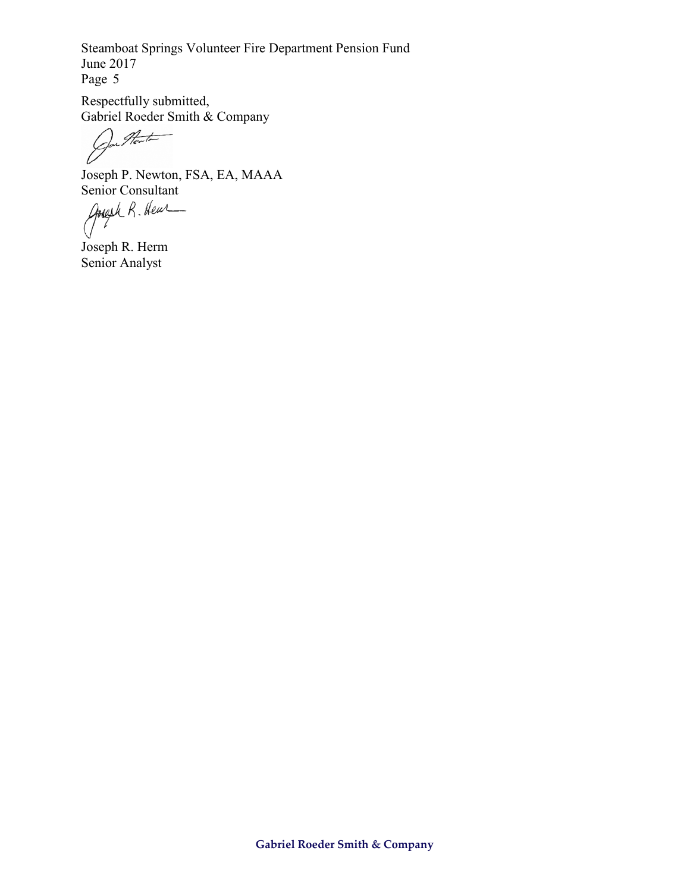Respectfully submitted,
Gabriel Roeder Smith & Company

Joseph P. Newton, FSA, EA, MAAA
Senior Consultant

Joseph R. Herm
Senior Analyst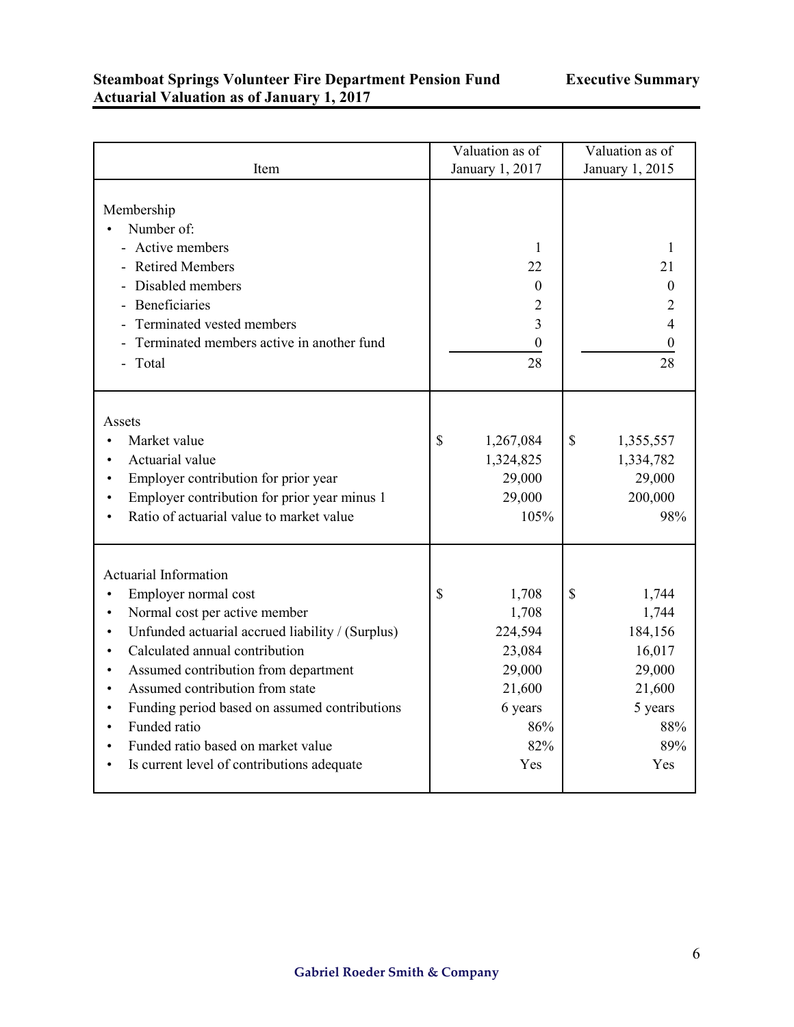# Steamboat Springs Volunteer Fire Department Pension Fund
## Actuarial Valuation as of January 1, 2017

**Executive Summary**

| Item | Valuation as of January 1, 2017 | Valuation as of January 1, 2015 |
|---|---|---|
| **Membership** | | |
| • Number of: | | |
| - Active members | 1 | 1 |
| - Retired Members | 22 | 21 |
| - Disabled members | 0 | 0 |
| - Beneficiaries | 2 | 2 |
| - Terminated vested members | 3 | 4 |
| - Terminated members active in another fund | 0 | 0 |
| - Total | 28 | 28 |
| **Assets** | | |
| • Market value | $ 1,267,084 | $ 1,355,557 |
| • Actuarial value | 1,324,825 | 1,334,782 |
| • Employer contribution for prior year | 29,000 | 29,000 |
| • Employer contribution for prior year minus 1 | 29,000 | 200,000 |
| • Ratio of actuarial value to market value | 105% | 98% |
| **Actuarial Information** | | |
| • Employer normal cost | $ 1,708 | $ 1,744 |
| • Normal cost per active member | 1,708 | 1,744 |
| • Unfunded actuarial accrued liability / (Surplus) | 224,594 | 184,156 |
| • Calculated annual contribution | 23,084 | 16,017 |
| • Assumed contribution from department | 29,000 | 29,000 |
| • Assumed contribution from state | 21,600 | 21,600 |
| • Funding period based on assumed contributions | 6 years | 5 years |
| • Funded ratio | 86% | 88% |
| • Funded ratio based on market value | 82% | 89% |
| • Is current level of contributions adequate | Yes | Yes |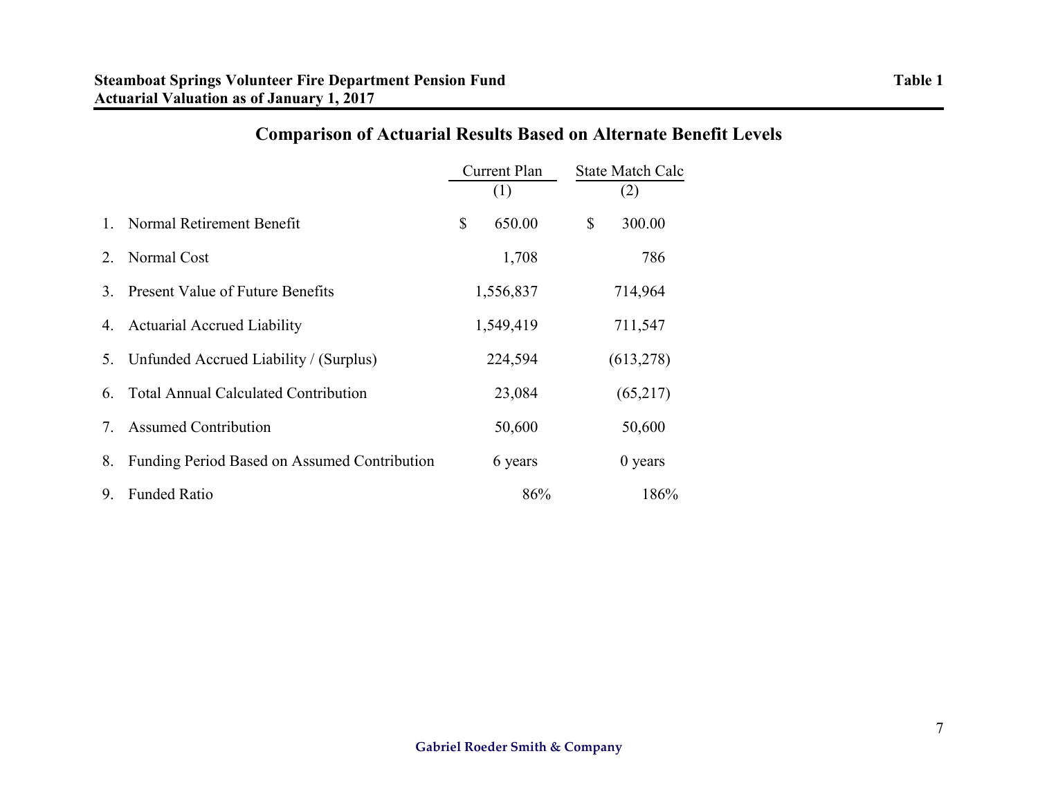**Steamboat Springs Volunteer Fire Department Pension Fund**
**Actuarial Valuation as of January 1, 2017**

**Table 1**

## Comparison of Actuarial Results Based on Alternate Benefit Levels

| | | Current Plan (1) | State Match Calc (2) |
|---|---|---|---|
| 1. | Normal Retirement Benefit | $ 650.00 | $ 300.00 |
| 2. | Normal Cost | 1,708 | 786 |
| 3. | Present Value of Future Benefits | 1,556,837 | 714,964 |
| 4. | Actuarial Accrued Liability | 1,549,419 | 711,547 |
| 5. | Unfunded Accrued Liability / (Surplus) | 224,594 | (613,278) |
| 6. | Total Annual Calculated Contribution | 23,084 | (65,217) |
| 7. | Assumed Contribution | 50,600 | 50,600 |
| 8. | Funding Period Based on Assumed Contribution | 6 years | 0 years |
| 9. | Funded Ratio | 86% | 186% |

Gabriel Roeder Smith & Company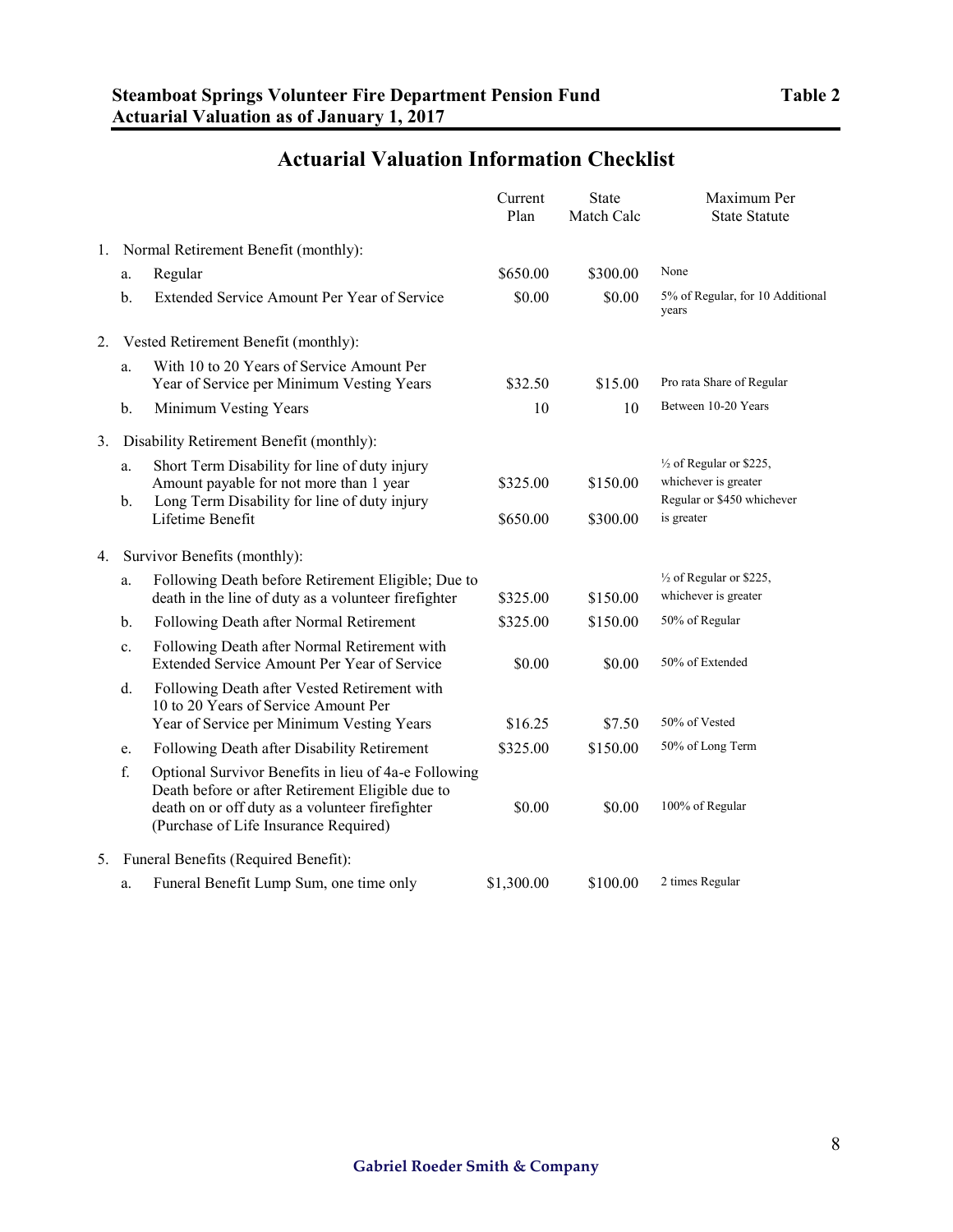**Steamboat Springs Volunteer Fire Department Pension Fund**
**Actuarial Valuation as of January 1, 2017**

**Table 2**

## Actuarial Valuation Information Checklist

| | Current Plan | State Match Calc | Maximum Per State Statute |
|---|---|---|---|
| **1. Normal Retirement Benefit (monthly):** | | | |
| a. Regular | $650.00 | $300.00 | None |
| b. Extended Service Amount Per Year of Service | $0.00 | $0.00 | 5% of Regular, for 10 Additional years |
| **2. Vested Retirement Benefit (monthly):** | | | |
| a. With 10 to 20 Years of Service Amount Per Year of Service per Minimum Vesting Years | $32.50 | $15.00 | Pro rata Share of Regular |
| b. Minimum Vesting Years | 10 | 10 | Between 10-20 Years |
| **3. Disability Retirement Benefit (monthly):** | | | |
| a. Short Term Disability for line of duty injury Amount payable for not more than 1 year | $325.00 | $150.00 | ½ of Regular or $225, whichever is greater |
| b. Long Term Disability for line of duty injury Lifetime Benefit | $650.00 | $300.00 | Regular or $450 whichever is greater |
| **4. Survivor Benefits (monthly):** | | | |
| a. Following Death before Retirement Eligible; Due to death in the line of duty as a volunteer firefighter | $325.00 | $150.00 | ½ of Regular or $225, whichever is greater |
| b. Following Death after Normal Retirement | $325.00 | $150.00 | 50% of Regular |
| c. Following Death after Normal Retirement with Extended Service Amount Per Year of Service | $0.00 | $0.00 | 50% of Extended |
| d. Following Death after Vested Retirement with 10 to 20 Years of Service Amount Per Year of Service per Minimum Vesting Years | $16.25 | $7.50 | 50% of Vested |
| e. Following Death after Disability Retirement | $325.00 | $150.00 | 50% of Long Term |
| f. Optional Survivor Benefits in lieu of 4a-e Following Death before or after Retirement Eligible due to death on or off duty as a volunteer firefighter (Purchase of Life Insurance Required) | $0.00 | $0.00 | 100% of Regular |
| **5. Funeral Benefits (Required Benefit):** | | | |
| a. Funeral Benefit Lump Sum, one time only | $1,300.00 | $100.00 | 2 times Regular |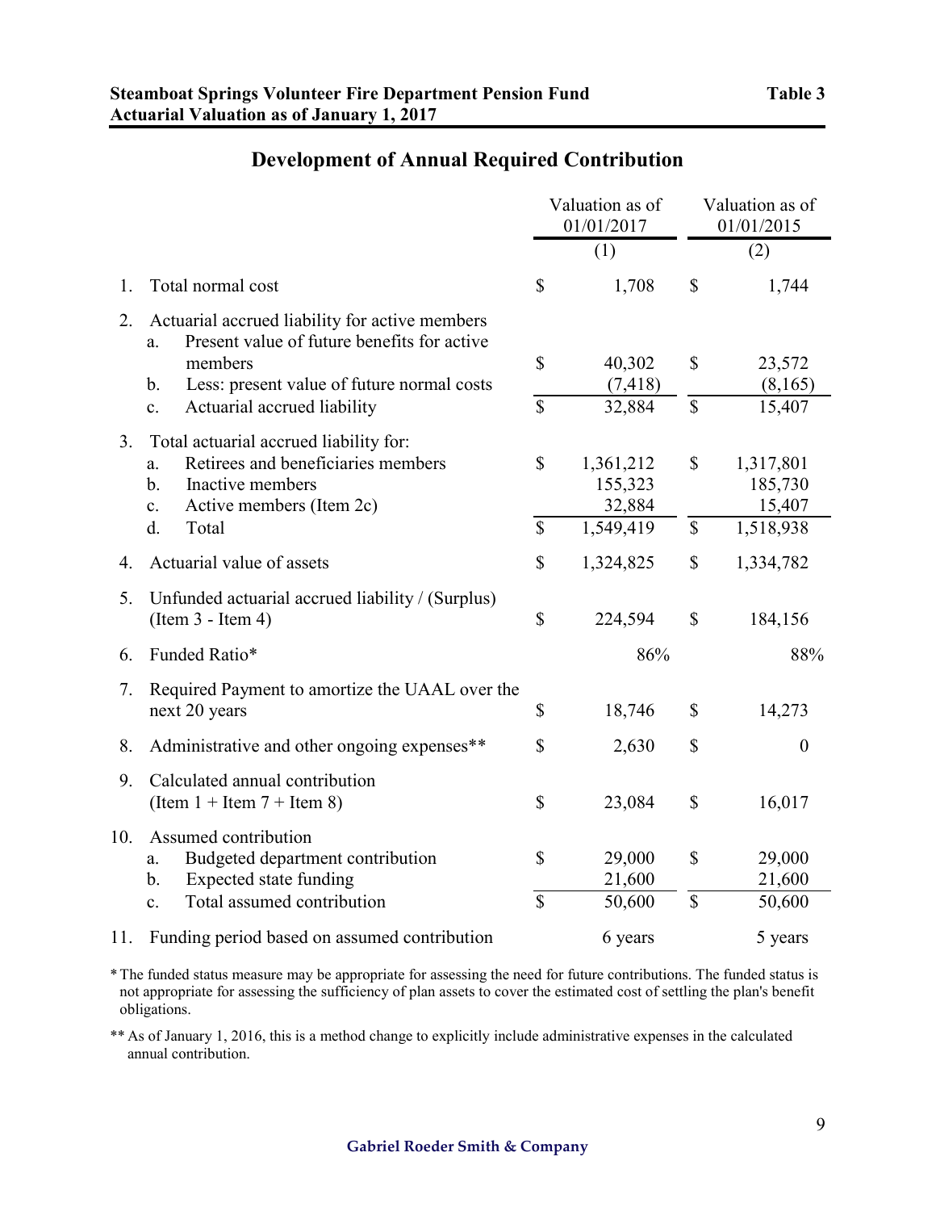**Steamboat Springs Volunteer Fire Department Pension Fund** **Table 3**
**Actuarial Valuation as of January 1, 2017**

## Development of Annual Required Contribution

| | | Valuation as of 01/01/2017 (1) | Valuation as of 01/01/2015 (2) |
|---|---|---|---|
| 1. | Total normal cost | $ 1,708 | $ 1,744 |
| 2. | Actuarial accrued liability for active members | | |
| | a. Present value of future benefits for active members | $ 40,302 | $ 23,572 |
| | b. Less: present value of future normal costs | (7,418) | (8,165) |
| | c. Actuarial accrued liability | $ 32,884 | $ 15,407 |
| 3. | Total actuarial accrued liability for: | | |
| | a. Retirees and beneficiaries members | $ 1,361,212 | $ 1,317,801 |
| | b. Inactive members | 155,323 | 185,730 |
| | c. Active members (Item 2c) | 32,884 | 15,407 |
| | d. Total | $ 1,549,419 | $ 1,518,938 |
| 4. | Actuarial value of assets | $ 1,324,825 | $ 1,334,782 |
| 5. | Unfunded actuarial accrued liability / (Surplus) (Item 3 - Item 4) | $ 224,594 | $ 184,156 |
| 6. | Funded Ratio* | 86% | 88% |
| 7. | Required Payment to amortize the UAAL over the next 20 years | $ 18,746 | $ 14,273 |
| 8. | Administrative and other ongoing expenses** | $ 2,630 | $ 0 |
| 9. | Calculated annual contribution (Item 1 + Item 7 + Item 8) | $ 23,084 | $ 16,017 |
| 10. | Assumed contribution | | |
| | a. Budgeted department contribution | $ 29,000 | $ 29,000 |
| | b. Expected state funding | 21,600 | 21,600 |
| | c. Total assumed contribution | $ 50,600 | $ 50,600 |
| 11. | Funding period based on assumed contribution | 6 years | 5 years |

\* The funded status measure may be appropriate for assessing the need for future contributions. The funded status is not appropriate for assessing the sufficiency of plan assets to cover the estimated cost of settling the plan's benefit obligations.

\*\* As of January 1, 2016, this is a method change to explicitly include administrative expenses in the calculated annual contribution.

Gabriel Roeder Smith & Company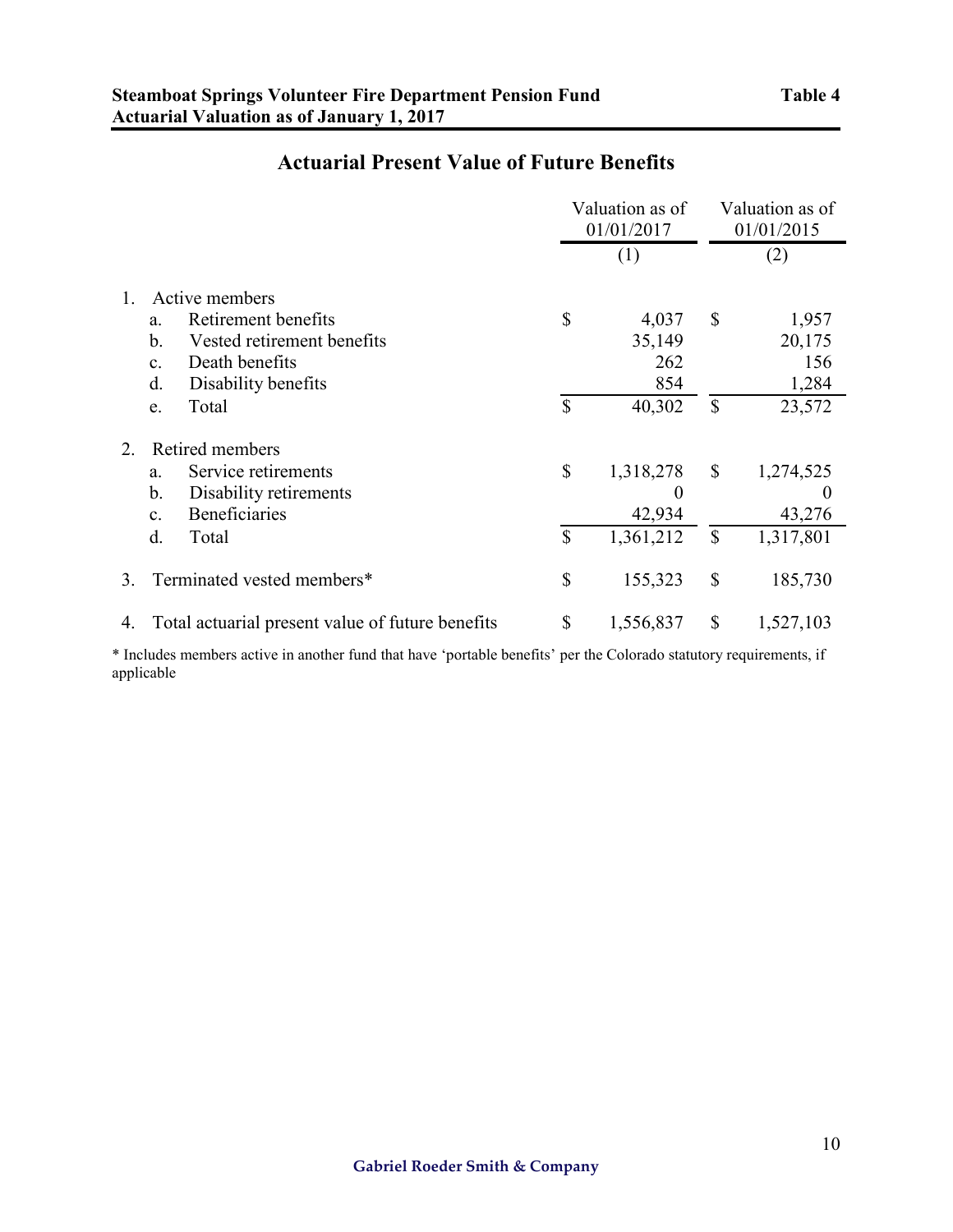## Actuarial Present Value of Future Benefits

| | Valuation as of 01/01/2017 | Valuation as of 01/01/2015 |
|---|---|---|
| | (1) | (2) |
| 1. Active members | | |
| a. Retirement benefits | $ 4,037 | $ 1,957 |
| b. Vested retirement benefits | 35,149 | 20,175 |
| c. Death benefits | 262 | 156 |
| d. Disability benefits | 854 | 1,284 |
| e. Total | $ 40,302 | $ 23,572 |
| 2. Retired members | | |
| a. Service retirements | $ 1,318,278 | $ 1,274,525 |
| b. Disability retirements | 0 | 0 |
| c. Beneficiaries | 42,934 | 43,276 |
| d. Total | $ 1,361,212 | $ 1,317,801 |
| 3. Terminated vested members* | $ 155,323 | $ 185,730 |
| 4. Total actuarial present value of future benefits | $ 1,556,837 | $ 1,527,103 |

* Includes members active in another fund that have 'portable benefits' per the Colorado statutory requirements, if applicable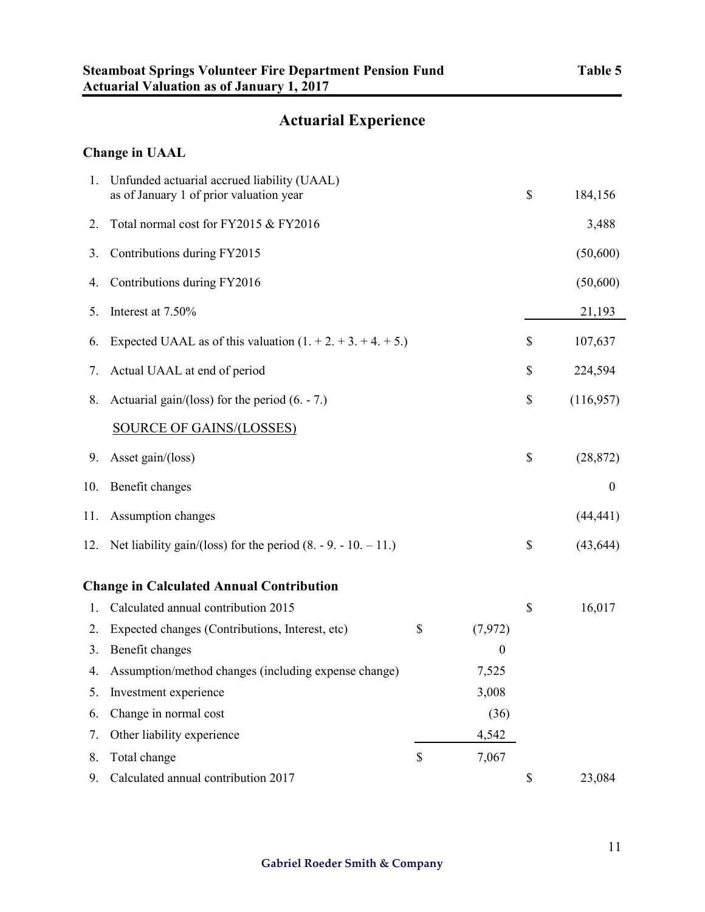# Actuarial Experience

## Change in UAAL

| | | | |
|---|---|---|---|
| 1. | Unfunded actuarial accrued liability (UAAL) as of January 1 of prior valuation year | $ | 184,156 |
| 2. | Total normal cost for FY2015 & FY2016 | | 3,488 |
| 3. | Contributions during FY2015 | | (50,600) |
| 4. | Contributions during FY2016 | | (50,600) |
| 5. | Interest at 7.50% | | 21,193 |
| 6. | Expected UAAL as of this valuation (1. + 2. + 3. + 4. + 5.) | $ | 107,637 |
| 7. | Actual UAAL at end of period | $ | 224,594 |
| 8. | Actuarial gain/(loss) for the period (6. - 7.) | $ | (116,957) |
| | SOURCE OF GAINS/(LOSSES) | | |
| 9. | Asset gain/(loss) | $ | (28,872) |
| 10. | Benefit changes | | 0 |
| 11. | Assumption changes | | (44,441) |
| 12. | Net liability gain/(loss) for the period (8. - 9. - 10. – 11.) | $ | (43,644) |

## Change in Calculated Annual Contribution

| | | | | | |
|---|---|---|---|---|---|
| 1. | Calculated annual contribution 2015 | | | $ | 16,017 |
| 2. | Expected changes (Contributions, Interest, etc) | $ | (7,972) | | |
| 3. | Benefit changes | | 0 | | |
| 4. | Assumption/method changes (including expense change) | | 7,525 | | |
| 5. | Investment experience | | 3,008 | | |
| 6. | Change in normal cost | | (36) | | |
| 7. | Other liability experience | | 4,542 | | |
| 8. | Total change | $ | 7,067 | | |
| 9. | Calculated annual contribution 2017 | | | $ | 23,084 |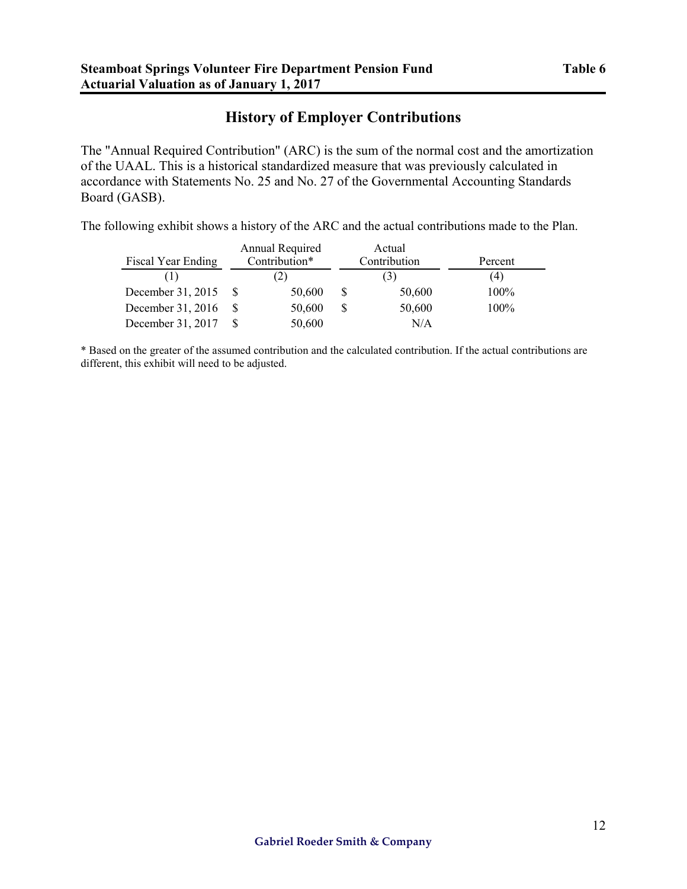# History of Employer Contributions

The "Annual Required Contribution" (ARC) is the sum of the normal cost and the amortization of the UAAL. This is a historical standardized measure that was previously calculated in accordance with Statements No. 25 and No. 27 of the Governmental Accounting Standards Board (GASB).

The following exhibit shows a history of the ARC and the actual contributions made to the Plan.

| Fiscal Year Ending | Annual Required Contribution* | Actual Contribution | Percent |
|---|---|---|---|
| (1) | (2) | (3) | (4) |
| December 31, 2015 | $ 50,600 | $ 50,600 | 100% |
| December 31, 2016 | $ 50,600 | $ 50,600 | 100% |
| December 31, 2017 | $ 50,600 | N/A | |

\* Based on the greater of the assumed contribution and the calculated contribution. If the actual contributions are different, this exhibit will need to be adjusted.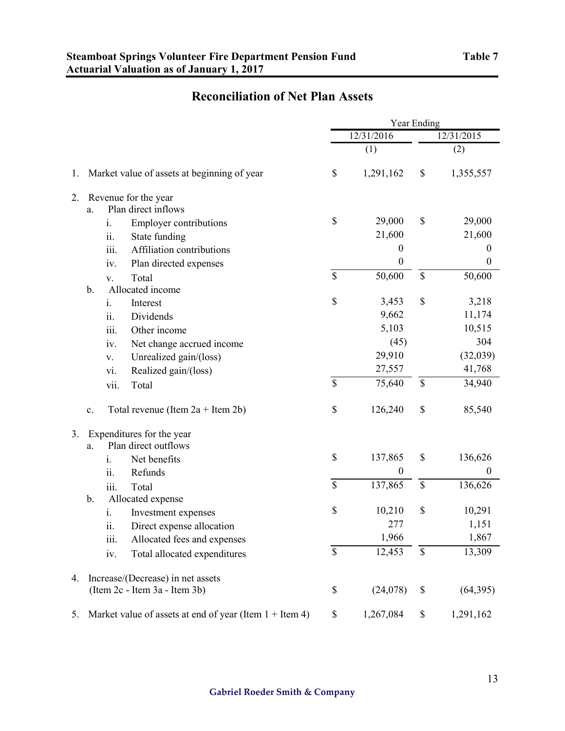**Steamboat Springs Volunteer Fire Department Pension Fund** **Table 7**
**Actuarial Valuation as of January 1, 2017**

# Reconciliation of Net Plan Assets

| | | | Year Ending | |
|---|---|---|---|---|
| | | | 12/31/2016 | 12/31/2015 |
| | | | (1) | (2) |
| 1. | Market value of assets at beginning of year | | $ 1,291,162 | $ 1,355,557 |
| 2. | Revenue for the year | | | |
| | a. Plan direct inflows | | | |
| | | i. Employer contributions | $ 29,000 | $ 29,000 |
| | | ii. State funding | 21,600 | 21,600 |
| | | iii. Affiliation contributions | 0 | 0 |
| | | iv. Plan directed expenses | 0 | 0 |
| | | v. Total | $ 50,600 | $ 50,600 |
| | b. Allocated income | | | |
| | | i. Interest | $ 3,453 | $ 3,218 |
| | | ii. Dividends | 9,662 | 11,174 |
| | | iii. Other income | 5,103 | 10,515 |
| | | iv. Net change accrued income | (45) | 304 |
| | | v. Unrealized gain/(loss) | 29,910 | (32,039) |
| | | vi. Realized gain/(loss) | 27,557 | 41,768 |
| | | vii. Total | $ 75,640 | $ 34,940 |
| | c. Total revenue (Item 2a + Item 2b) | | $ 126,240 | $ 85,540 |
| 3. | Expenditures for the year | | | |
| | a. Plan direct outflows | | | |
| | | i. Net benefits | $ 137,865 | $ 136,626 |
| | | ii. Refunds | 0 | 0 |
| | | iii. Total | $ 137,865 | $ 136,626 |
| | b. Allocated expense | | | |
| | | i. Investment expenses | $ 10,210 | $ 10,291 |
| | | ii. Direct expense allocation | 277 | 1,151 |
| | | iii. Allocated fees and expenses | 1,966 | 1,867 |
| | | iv. Total allocated expenditures | $ 12,453 | $ 13,309 |
| 4. | Increase/(Decrease) in net assets (Item 2c - Item 3a - Item 3b) | | $ (24,078) | $ (64,395) |
| 5. | Market value of assets at end of year (Item 1 + Item 4) | | $ 1,267,084 | $ 1,291,162 |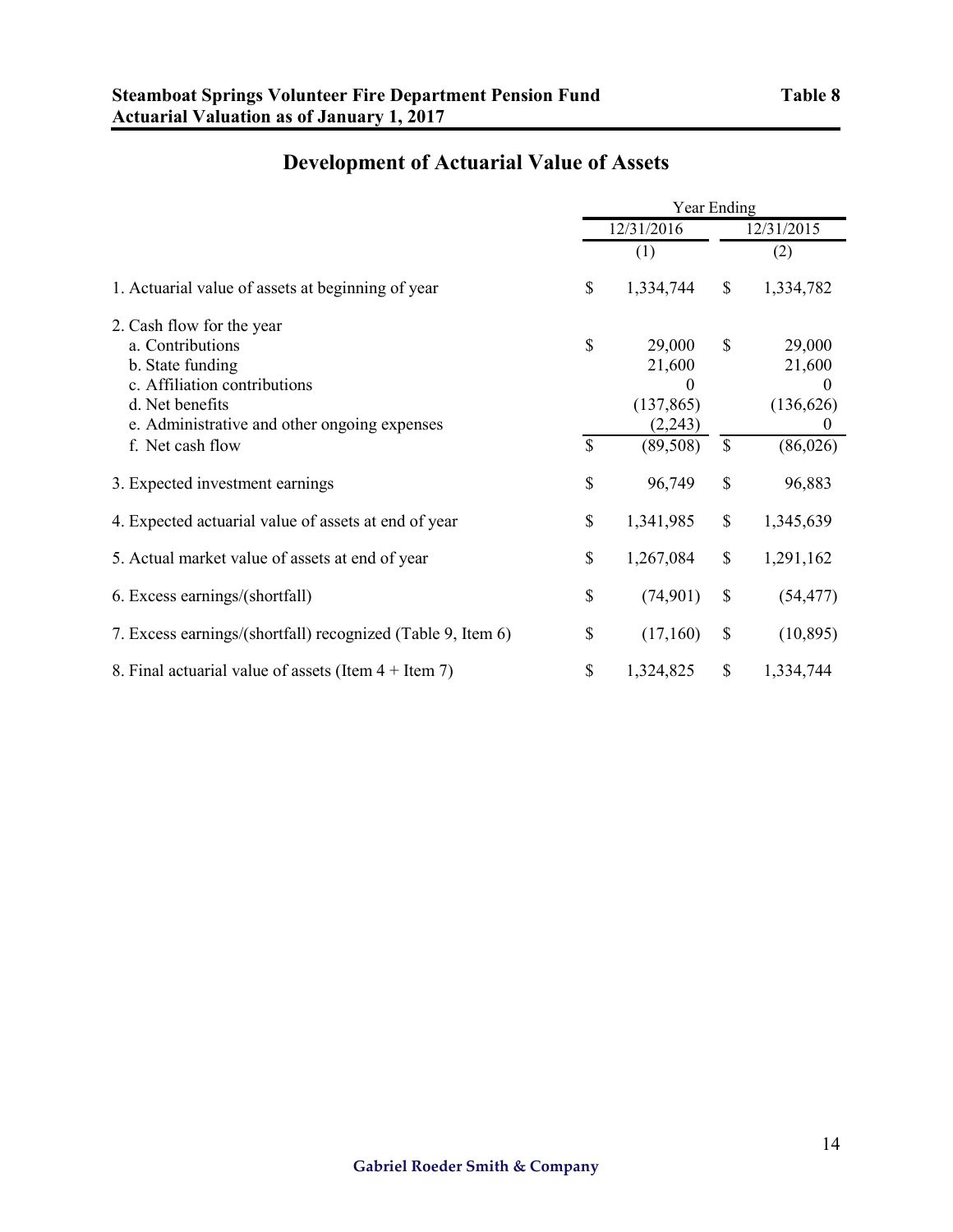**Steamboat Springs Volunteer Fire Department Pension Fund** **Table 8**
**Actuarial Valuation as of January 1, 2017**

## Development of Actuarial Value of Assets

| | Year Ending | |
|---|---|---|
| | 12/31/2016 | 12/31/2015 |
| | (1) | (2) |
| 1. Actuarial value of assets at beginning of year | $ 1,334,744 | $ 1,334,782 |
| 2. Cash flow for the year | | |
| a. Contributions | $ 29,000 | $ 29,000 |
| b. State funding | 21,600 | 21,600 |
| c. Affiliation contributions | 0 | 0 |
| d. Net benefits | (137,865) | (136,626) |
| e. Administrative and other ongoing expenses | (2,243) | 0 |
| f. Net cash flow | $ (89,508) | $ (86,026) |
| 3. Expected investment earnings | $ 96,749 | $ 96,883 |
| 4. Expected actuarial value of assets at end of year | $ 1,341,985 | $ 1,345,639 |
| 5. Actual market value of assets at end of year | $ 1,267,084 | $ 1,291,162 |
| 6. Excess earnings/(shortfall) | $ (74,901) | $ (54,477) |
| 7. Excess earnings/(shortfall) recognized (Table 9, Item 6) | $ (17,160) | $ (10,895) |
| 8. Final actuarial value of assets (Item 4 + Item 7) | $ 1,324,825 | $ 1,334,744 |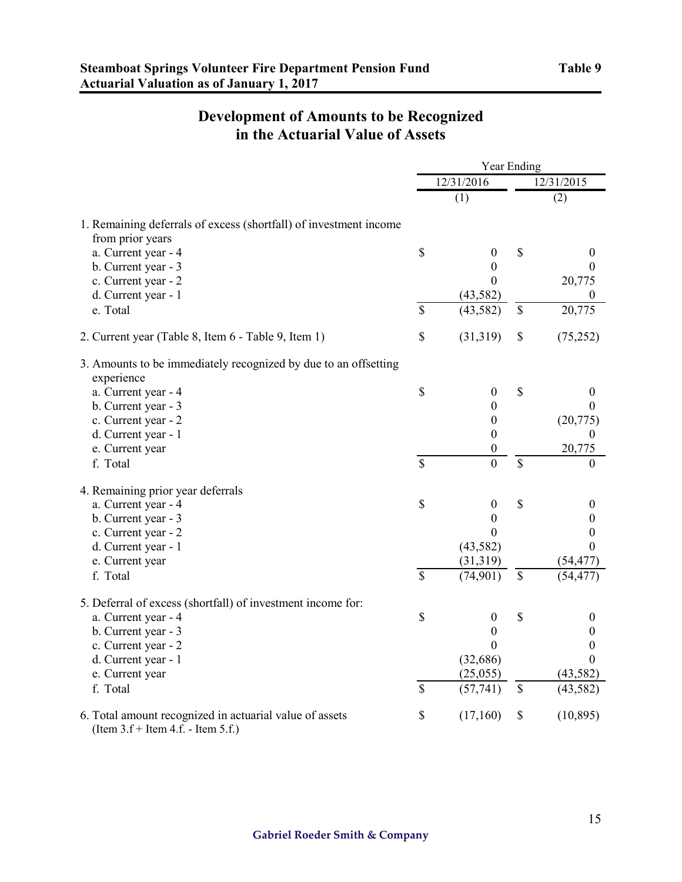**Steamboat Springs Volunteer Fire Department Pension Fund** **Table 9**
**Actuarial Valuation as of January 1, 2017**

## Development of Amounts to be Recognized in the Actuarial Value of Assets

| | Year Ending 12/31/2016 (1) | Year Ending 12/31/2015 (2) |
|---|---|---|
| 1. Remaining deferrals of excess (shortfall) of investment income from prior years | | |
| a. Current year - 4 | $ 0 | $ 0 |
| b. Current year - 3 | 0 | 0 |
| c. Current year - 2 | 0 | 20,775 |
| d. Current year - 1 | (43,582) | 0 |
| e. Total | $ (43,582) | $ 20,775 |
| 2. Current year (Table 8, Item 6 - Table 9, Item 1) | $ (31,319) | $ (75,252) |
| 3. Amounts to be immediately recognized by due to an offsetting experience | | |
| a. Current year - 4 | $ 0 | $ 0 |
| b. Current year - 3 | 0 | 0 |
| c. Current year - 2 | 0 | (20,775) |
| d. Current year - 1 | 0 | 0 |
| e. Current year | 0 | 20,775 |
| f. Total | $ 0 | $ 0 |
| 4. Remaining prior year deferrals | | |
| a. Current year - 4 | $ 0 | $ 0 |
| b. Current year - 3 | 0 | 0 |
| c. Current year - 2 | 0 | 0 |
| d. Current year - 1 | (43,582) | 0 |
| e. Current year | (31,319) | (54,477) |
| f. Total | $ (74,901) | $ (54,477) |
| 5. Deferral of excess (shortfall) of investment income for: | | |
| a. Current year - 4 | $ 0 | $ 0 |
| b. Current year - 3 | 0 | 0 |
| c. Current year - 2 | 0 | 0 |
| d. Current year - 1 | (32,686) | 0 |
| e. Current year | (25,055) | (43,582) |
| f. Total | $ (57,741) | $ (43,582) |
| 6. Total amount recognized in actuarial value of assets (Item 3.f + Item 4.f. - Item 5.f.) | $ (17,160) | $ (10,895) |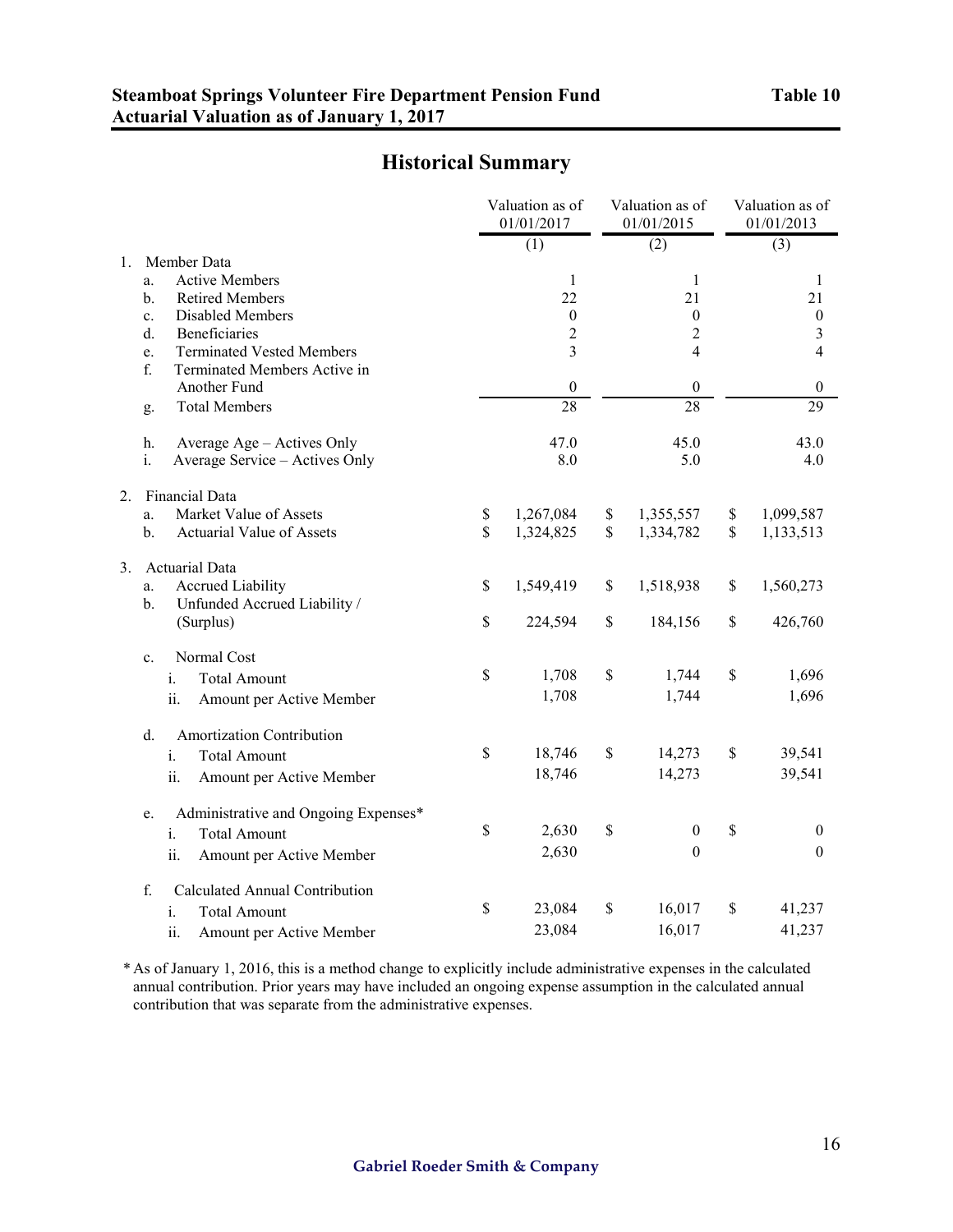**Steamboat Springs Volunteer Fire Department Pension Fund** **Table 10**
**Actuarial Valuation as of January 1, 2017**

## Historical Summary

| | Valuation as of 01/01/2017 | Valuation as of 01/01/2015 | Valuation as of 01/01/2013 |
|---|---|---|---|
| | (1) | (2) | (3) |
| 1. Member Data | | | |
| a. Active Members | 1 | 1 | 1 |
| b. Retired Members | 22 | 21 | 21 |
| c. Disabled Members | 0 | 0 | 0 |
| d. Beneficiaries | 2 | 2 | 3 |
| e. Terminated Vested Members | 3 | 4 | 4 |
| f. Terminated Members Active in Another Fund | 0 | 0 | 0 |
| g. Total Members | 28 | 28 | 29 |
| h. Average Age – Actives Only | 47.0 | 45.0 | 43.0 |
| i. Average Service – Actives Only | 8.0 | 5.0 | 4.0 |
| 2. Financial Data | | | |
| a. Market Value of Assets | $ 1,267,084 | $ 1,355,557 | $ 1,099,587 |
| b. Actuarial Value of Assets | $ 1,324,825 | $ 1,334,782 | $ 1,133,513 |
| 3. Actuarial Data | | | |
| a. Accrued Liability | $ 1,549,419 | $ 1,518,938 | $ 1,560,273 |
| b. Unfunded Accrued Liability / (Surplus) | $ 224,594 | $ 184,156 | $ 426,760 |
| c. Normal Cost | | | |
| i. Total Amount | $ 1,708 | $ 1,744 | $ 1,696 |
| ii. Amount per Active Member | 1,708 | 1,744 | 1,696 |
| d. Amortization Contribution | | | |
| i. Total Amount | $ 18,746 | $ 14,273 | $ 39,541 |
| ii. Amount per Active Member | 18,746 | 14,273 | 39,541 |
| e. Administrative and Ongoing Expenses* | | | |
| i. Total Amount | $ 2,630 | $ 0 | $ 0 |
| ii. Amount per Active Member | 2,630 | 0 | 0 |
| f. Calculated Annual Contribution | | | |
| i. Total Amount | $ 23,084 | $ 16,017 | $ 41,237 |
| ii. Amount per Active Member | 23,084 | 16,017 | 41,237 |

* As of January 1, 2016, this is a method change to explicitly include administrative expenses in the calculated annual contribution. Prior years may have included an ongoing expense assumption in the calculated annual contribution that was separate from the administrative expenses.

Gabriel Roeder Smith & Company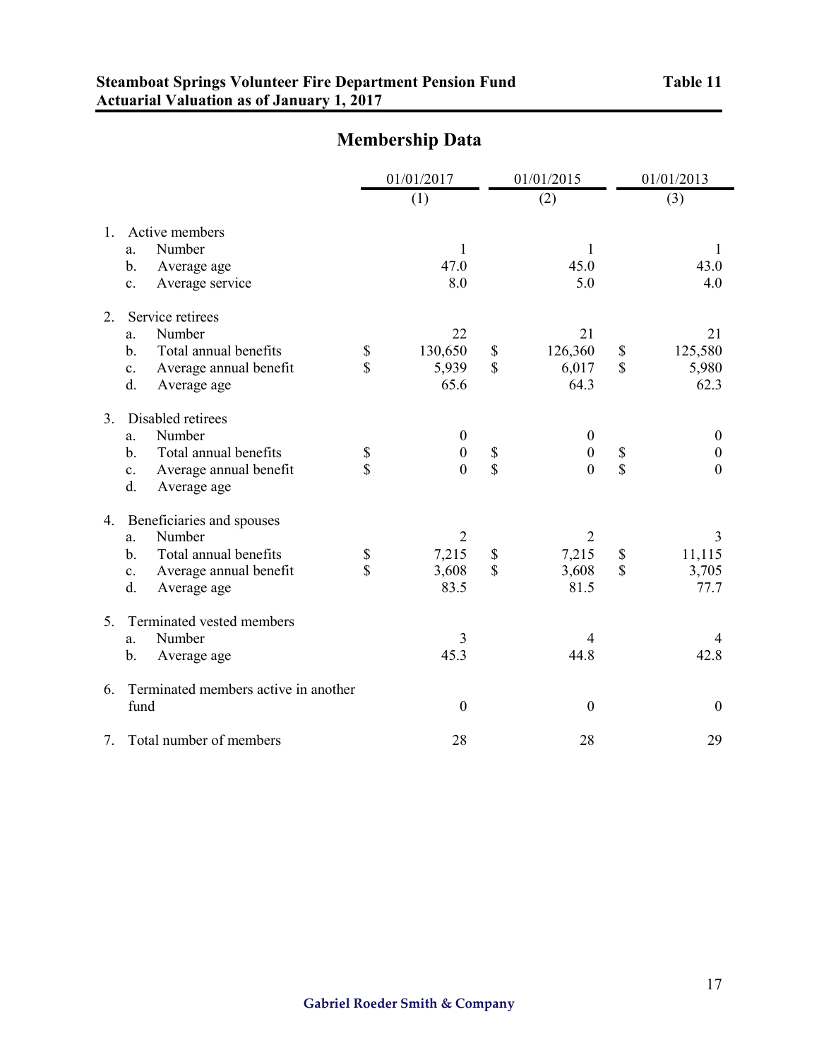**Steamboat Springs Volunteer Fire Department Pension Fund** **Table 11**
**Actuarial Valuation as of January 1, 2017**

## Membership Data

| | 01/01/2017 (1) | 01/01/2015 (2) | 01/01/2013 (3) |
|---|---|---|---|
| **1. Active members** | | | |
| a. Number | 1 | 1 | 1 |
| b. Average age | 47.0 | 45.0 | 43.0 |
| c. Average service | 8.0 | 5.0 | 4.0 |
| **2. Service retirees** | | | |
| a. Number | 22 | 21 | 21 |
| b. Total annual benefits | $ 130,650 | $ 126,360 | $ 125,580 |
| c. Average annual benefit | $ 5,939 | $ 6,017 | $ 5,980 |
| d. Average age | 65.6 | 64.3 | 62.3 |
| **3. Disabled retirees** | | | |
| a. Number | 0 | 0 | 0 |
| b. Total annual benefits | $ 0 | $ 0 | $ 0 |
| c. Average annual benefit | $ 0 | $ 0 | $ 0 |
| d. Average age | | | |
| **4. Beneficiaries and spouses** | | | |
| a. Number | 2 | 2 | 3 |
| b. Total annual benefits | $ 7,215 | $ 7,215 | $ 11,115 |
| c. Average annual benefit | $ 3,608 | $ 3,608 | $ 3,705 |
| d. Average age | 83.5 | 81.5 | 77.7 |
| **5. Terminated vested members** | | | |
| a. Number | 3 | 4 | 4 |
| b. Average age | 45.3 | 44.8 | 42.8 |
| **6. Terminated members active in another fund** | 0 | 0 | 0 |
| **7. Total number of members** | 28 | 28 | 29 |

Gabriel Roeder Smith & Company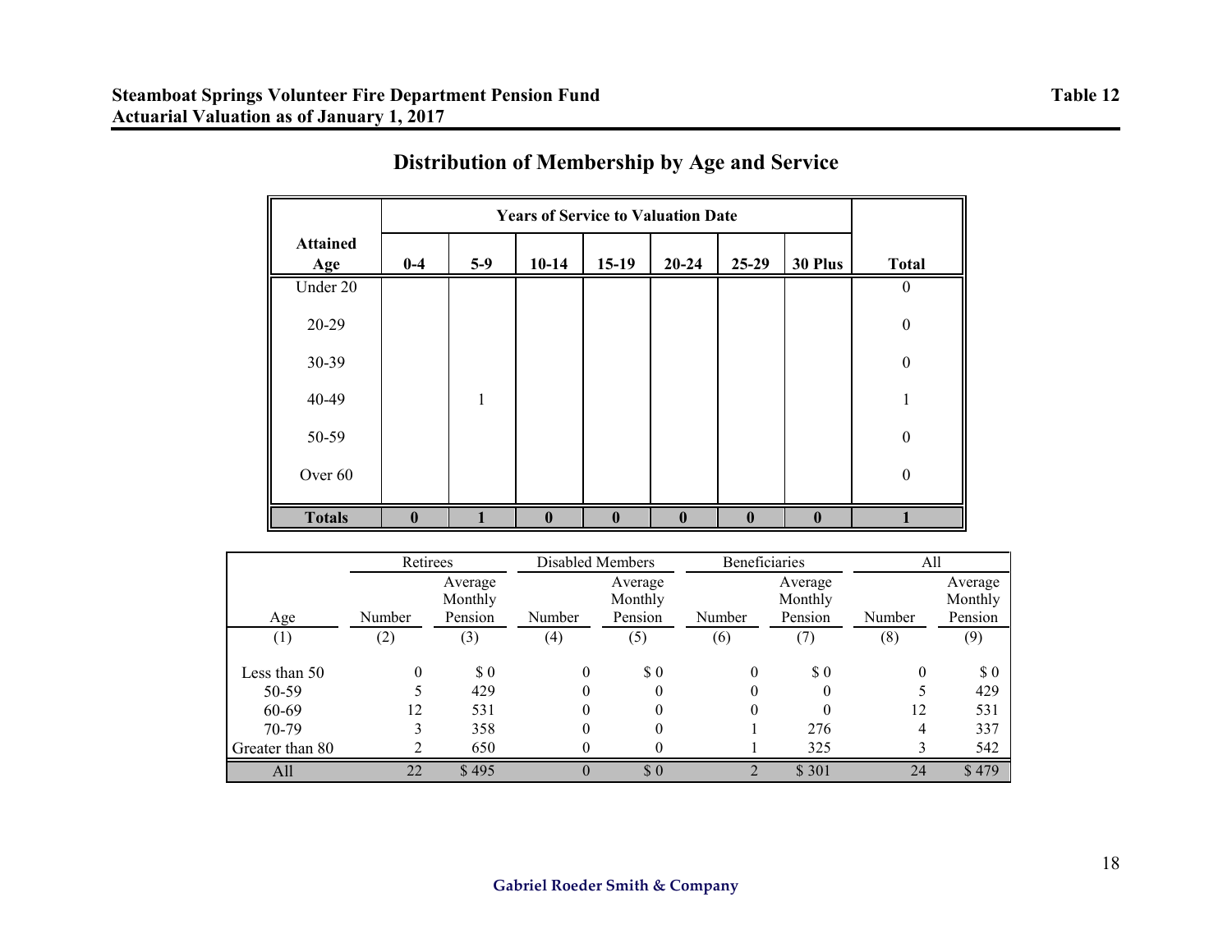**Steamboat Springs Volunteer Fire Department Pension Fund**
**Actuarial Valuation as of January 1, 2017**

**Table 12**

## Distribution of Membership by Age and Service

| Attained Age | Years of Service to Valuation Date: 0-4 | 5-9 | 10-14 | 15-19 | 20-24 | 25-29 | 30 Plus | Total |
|---|---|---|---|---|---|---|---|---|
| Under 20 | | | | | | | | 0 |
| 20-29 | | | | | | | | 0 |
| 30-39 | | | | | | | | 0 |
| 40-49 | | 1 | | | | | | 1 |
| 50-59 | | | | | | | | 0 |
| Over 60 | | | | | | | | 0 |
| **Totals** | **0** | **1** | **0** | **0** | **0** | **0** | **0** | **1** |

| | Retirees | | Disabled Members | | Beneficiaries | | All | |
|---|---|---|---|---|---|---|---|---|
| Age | Number | Average Monthly Pension | Number | Average Monthly Pension | Number | Average Monthly Pension | Number | Average Monthly Pension |
| (1) | (2) | (3) | (4) | (5) | (6) | (7) | (8) | (9) |
| Less than 50 | 0 | $ 0 | 0 | $ 0 | 0 | $ 0 | 0 | $ 0 |
| 50-59 | 5 | 429 | 0 | 0 | 0 | 0 | 5 | 429 |
| 60-69 | 12 | 531 | 0 | 0 | 0 | 0 | 12 | 531 |
| 70-79 | 3 | 358 | 0 | 0 | 1 | 276 | 4 | 337 |
| Greater than 80 | 2 | 650 | 0 | 0 | 1 | 325 | 3 | 542 |
| All | 22 | $ 495 | 0 | $ 0 | 2 | $ 301 | 24 | $ 479 |

Gabriel Roeder Smith & Company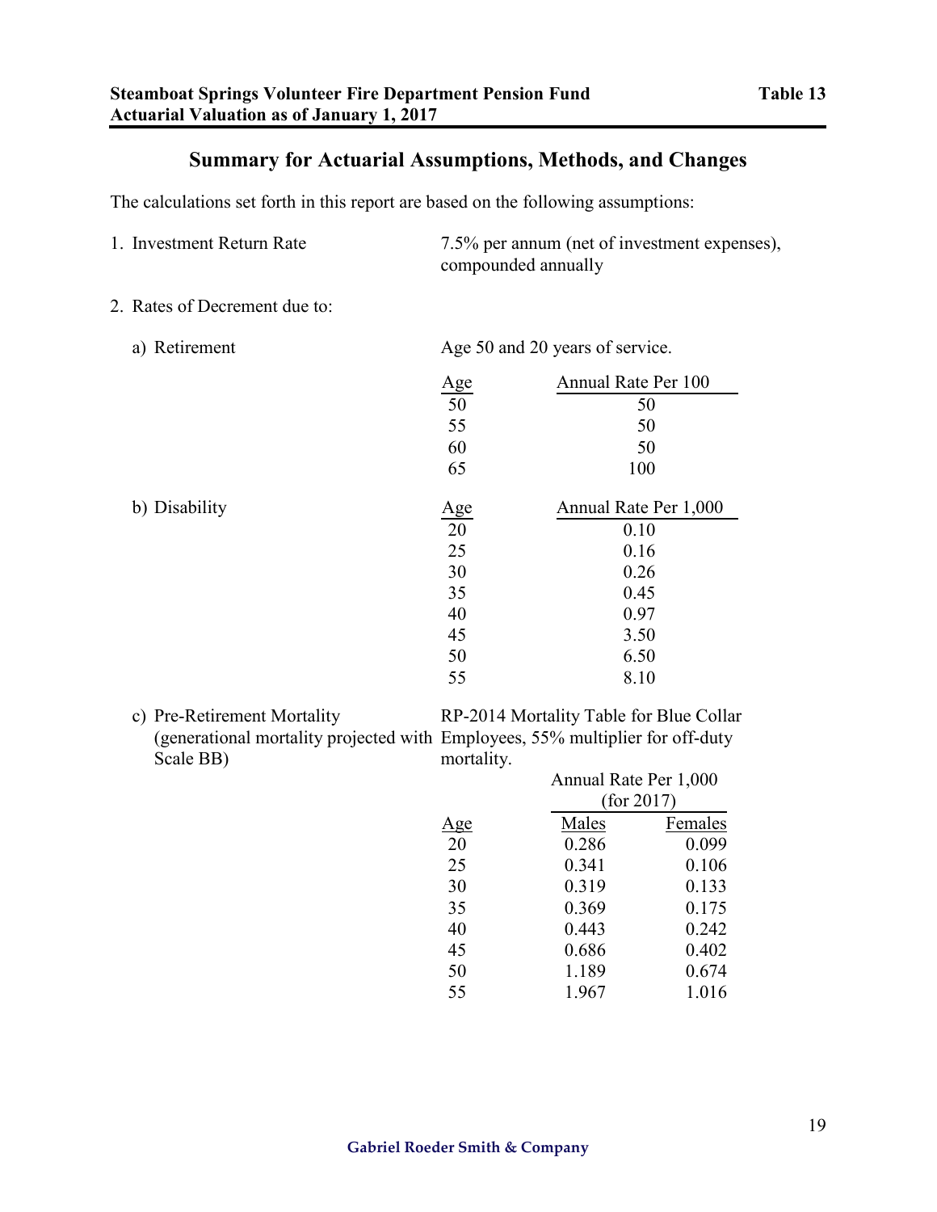**Steamboat Springs Volunteer Fire Department Pension Fund** **Table 13**
**Actuarial Valuation as of January 1, 2017**

## Summary for Actuarial Assumptions, Methods, and Changes

The calculations set forth in this report are based on the following assumptions:

1. Investment Return Rate — 7.5% per annum (net of investment expenses), compounded annually

2. Rates of Decrement due to:

   a) Retirement — Age 50 and 20 years of service.

| Age | Annual Rate Per 100 |
|---|---|
| 50 | 50 |
| 55 | 50 |
| 60 | 50 |
| 65 | 100 |

   b) Disability

| Age | Annual Rate Per 1,000 |
|---|---|
| 20 | 0.10 |
| 25 | 0.16 |
| 30 | 0.26 |
| 35 | 0.45 |
| 40 | 0.97 |
| 45 | 3.50 |
| 50 | 6.50 |
| 55 | 8.10 |

   c) Pre-Retirement Mortality (generational mortality projected with Scale BB) — RP-2014 Mortality Table for Blue Collar Employees, 55% multiplier for off-duty mortality.

| | Annual Rate Per 1,000 (for 2017) | |
|---|---|---|
| Age | Males | Females |
| 20 | 0.286 | 0.099 |
| 25 | 0.341 | 0.106 |
| 30 | 0.319 | 0.133 |
| 35 | 0.369 | 0.175 |
| 40 | 0.443 | 0.242 |
| 45 | 0.686 | 0.402 |
| 50 | 1.189 | 0.674 |
| 55 | 1.967 | 1.016 |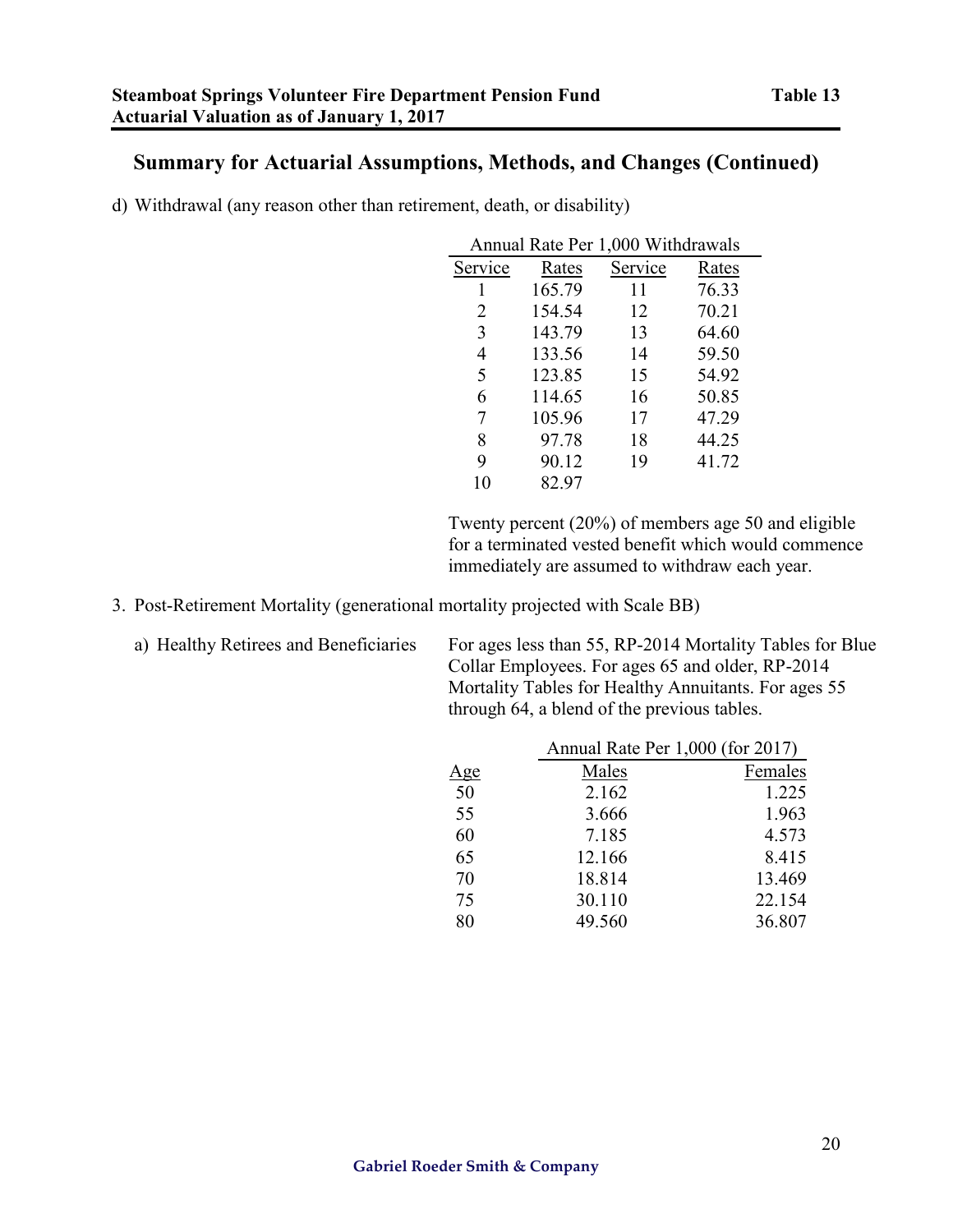## Summary for Actuarial Assumptions, Methods, and Changes (Continued)

d) Withdrawal (any reason other than retirement, death, or disability)

| Annual Rate Per 1,000 Withdrawals | | | |
|---|---|---|---|
| Service | Rates | Service | Rates |
| 1 | 165.79 | 11 | 76.33 |
| 2 | 154.54 | 12 | 70.21 |
| 3 | 143.79 | 13 | 64.60 |
| 4 | 133.56 | 14 | 59.50 |
| 5 | 123.85 | 15 | 54.92 |
| 6 | 114.65 | 16 | 50.85 |
| 7 | 105.96 | 17 | 47.29 |
| 8 | 97.78 | 18 | 44.25 |
| 9 | 90.12 | 19 | 41.72 |
| 10 | 82.97 | | |

Twenty percent (20%) of members age 50 and eligible for a terminated vested benefit which would commence immediately are assumed to withdraw each year.

3. Post-Retirement Mortality (generational mortality projected with Scale BB)

a) Healthy Retirees and Beneficiaries

For ages less than 55, RP-2014 Mortality Tables for Blue Collar Employees. For ages 65 and older, RP-2014 Mortality Tables for Healthy Annuitants. For ages 55 through 64, a blend of the previous tables.

| | Annual Rate Per 1,000 (for 2017) | |
|---|---|---|
| Age | Males | Females |
| 50 | 2.162 | 1.225 |
| 55 | 3.666 | 1.963 |
| 60 | 7.185 | 4.573 |
| 65 | 12.166 | 8.415 |
| 70 | 18.814 | 13.469 |
| 75 | 30.110 | 22.154 |
| 80 | 49.560 | 36.807 |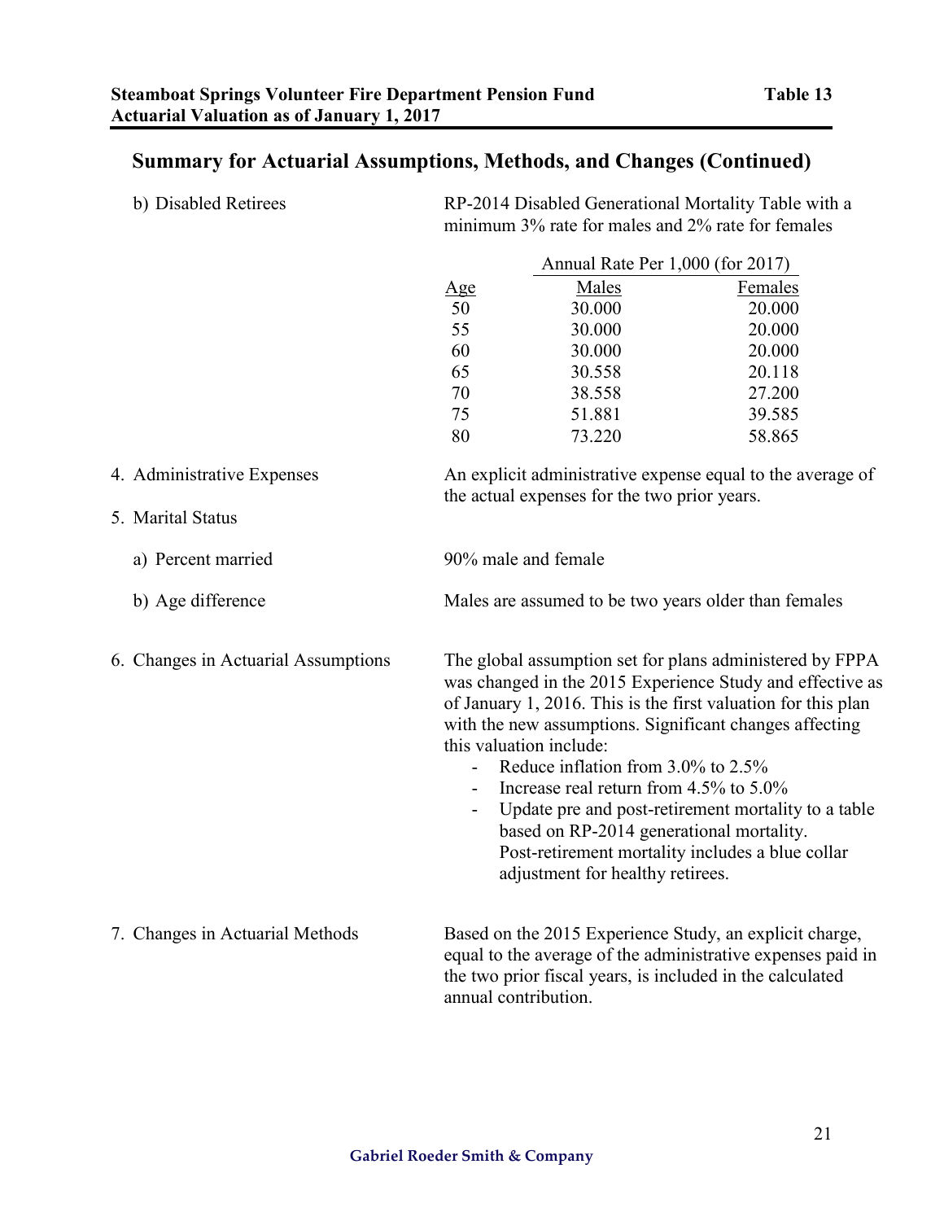## Summary for Actuarial Assumptions, Methods, and Changes (Continued)

b) Disabled Retirees

RP-2014 Disabled Generational Mortality Table with a minimum 3% rate for males and 2% rate for females

| Age | Annual Rate Per 1,000 (for 2017) | |
|---|---|---|
| | Males | Females |
| 50 | 30.000 | 20.000 |
| 55 | 30.000 | 20.000 |
| 60 | 30.000 | 20.000 |
| 65 | 30.558 | 20.118 |
| 70 | 38.558 | 27.200 |
| 75 | 51.881 | 39.585 |
| 80 | 73.220 | 58.865 |

4. Administrative Expenses

An explicit administrative expense equal to the average of the actual expenses for the two prior years.

5. Marital Status

a) Percent married

90% male and female

b) Age difference

Males are assumed to be two years older than females

6. Changes in Actuarial Assumptions

The global assumption set for plans administered by FPPA was changed in the 2015 Experience Study and effective as of January 1, 2016. This is the first valuation for this plan with the new assumptions. Significant changes affecting this valuation include:

- Reduce inflation from 3.0% to 2.5%
- Increase real return from 4.5% to 5.0%
- Update pre and post-retirement mortality to a table based on RP-2014 generational mortality. Post-retirement mortality includes a blue collar adjustment for healthy retirees.

7. Changes in Actuarial Methods

Based on the 2015 Experience Study, an explicit charge, equal to the average of the administrative expenses paid in the two prior fiscal years, is included in the calculated annual contribution.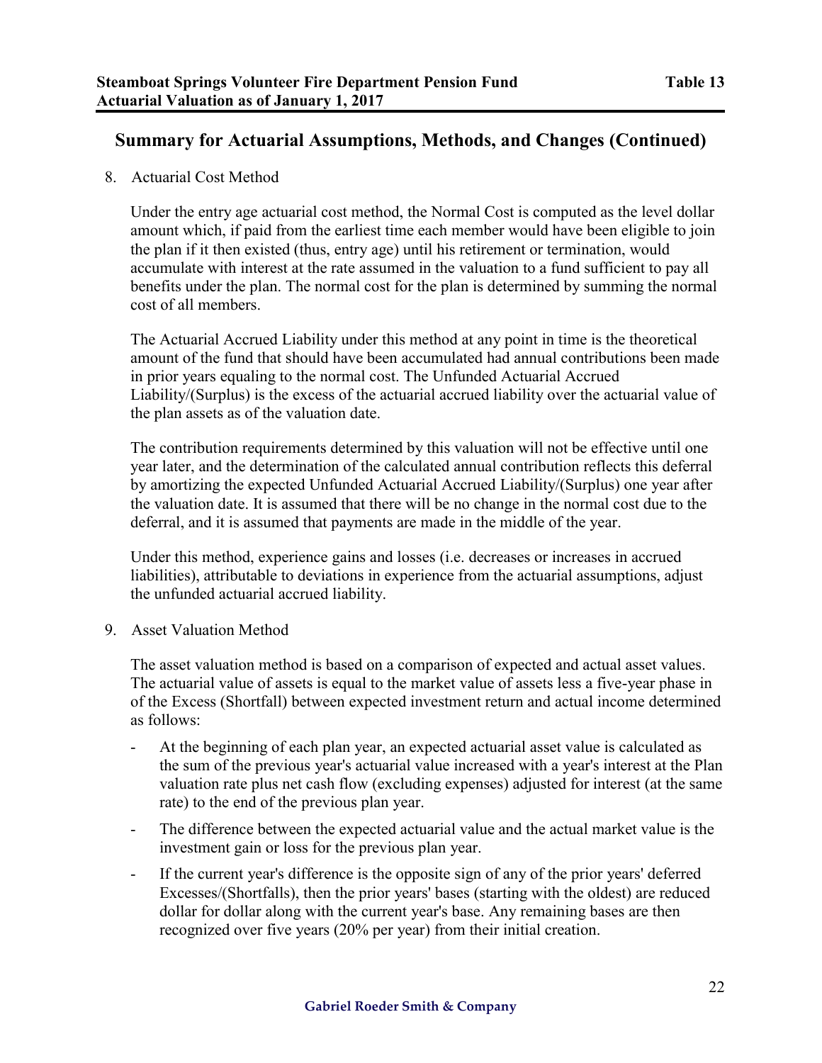## Summary for Actuarial Assumptions, Methods, and Changes (Continued)

8. Actuarial Cost Method

   Under the entry age actuarial cost method, the Normal Cost is computed as the level dollar amount which, if paid from the earliest time each member would have been eligible to join the plan if it then existed (thus, entry age) until his retirement or termination, would accumulate with interest at the rate assumed in the valuation to a fund sufficient to pay all benefits under the plan. The normal cost for the plan is determined by summing the normal cost of all members.

   The Actuarial Accrued Liability under this method at any point in time is the theoretical amount of the fund that should have been accumulated had annual contributions been made in prior years equaling to the normal cost. The Unfunded Actuarial Accrued Liability/(Surplus) is the excess of the actuarial accrued liability over the actuarial value of the plan assets as of the valuation date.

   The contribution requirements determined by this valuation will not be effective until one year later, and the determination of the calculated annual contribution reflects this deferral by amortizing the expected Unfunded Actuarial Accrued Liability/(Surplus) one year after the valuation date. It is assumed that there will be no change in the normal cost due to the deferral, and it is assumed that payments are made in the middle of the year.

   Under this method, experience gains and losses (i.e. decreases or increases in accrued liabilities), attributable to deviations in experience from the actuarial assumptions, adjust the unfunded actuarial accrued liability.

9. Asset Valuation Method

   The asset valuation method is based on a comparison of expected and actual asset values. The actuarial value of assets is equal to the market value of assets less a five-year phase in of the Excess (Shortfall) between expected investment return and actual income determined as follows:

   - At the beginning of each plan year, an expected actuarial asset value is calculated as the sum of the previous year's actuarial value increased with a year's interest at the Plan valuation rate plus net cash flow (excluding expenses) adjusted for interest (at the same rate) to the end of the previous plan year.
   - The difference between the expected actuarial value and the actual market value is the investment gain or loss for the previous plan year.
   - If the current year's difference is the opposite sign of any of the prior years' deferred Excesses/(Shortfalls), then the prior years' bases (starting with the oldest) are reduced dollar for dollar along with the current year's base. Any remaining bases are then recognized over five years (20% per year) from their initial creation.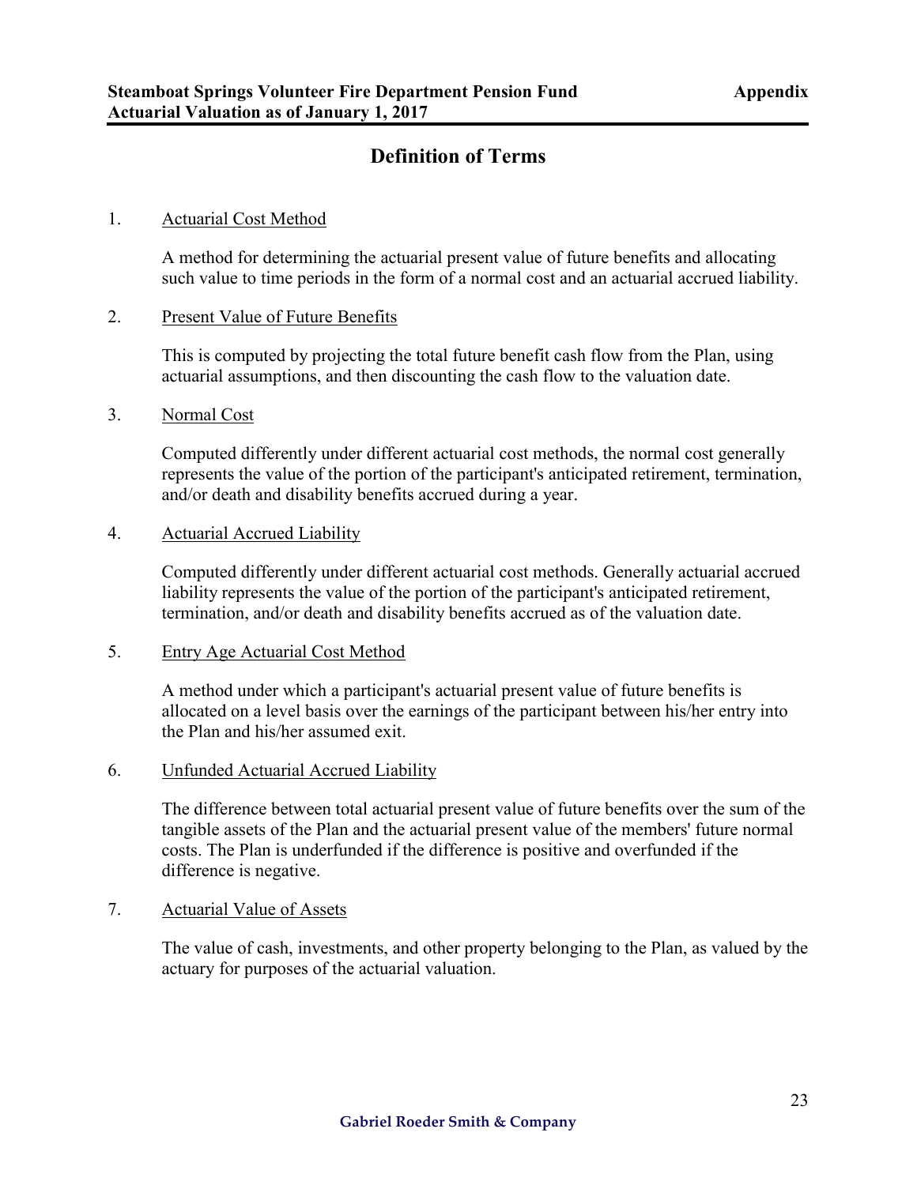## Definition of Terms

1. Actuarial Cost Method

   A method for determining the actuarial present value of future benefits and allocating such value to time periods in the form of a normal cost and an actuarial accrued liability.

2. Present Value of Future Benefits

   This is computed by projecting the total future benefit cash flow from the Plan, using actuarial assumptions, and then discounting the cash flow to the valuation date.

3. Normal Cost

   Computed differently under different actuarial cost methods, the normal cost generally represents the value of the portion of the participant's anticipated retirement, termination, and/or death and disability benefits accrued during a year.

4. Actuarial Accrued Liability

   Computed differently under different actuarial cost methods. Generally actuarial accrued liability represents the value of the portion of the participant's anticipated retirement, termination, and/or death and disability benefits accrued as of the valuation date.

5. Entry Age Actuarial Cost Method

   A method under which a participant's actuarial present value of future benefits is allocated on a level basis over the earnings of the participant between his/her entry into the Plan and his/her assumed exit.

6. Unfunded Actuarial Accrued Liability

   The difference between total actuarial present value of future benefits over the sum of the tangible assets of the Plan and the actuarial present value of the members' future normal costs. The Plan is underfunded if the difference is positive and overfunded if the difference is negative.

7. Actuarial Value of Assets

   The value of cash, investments, and other property belonging to the Plan, as valued by the actuary for purposes of the actuarial valuation.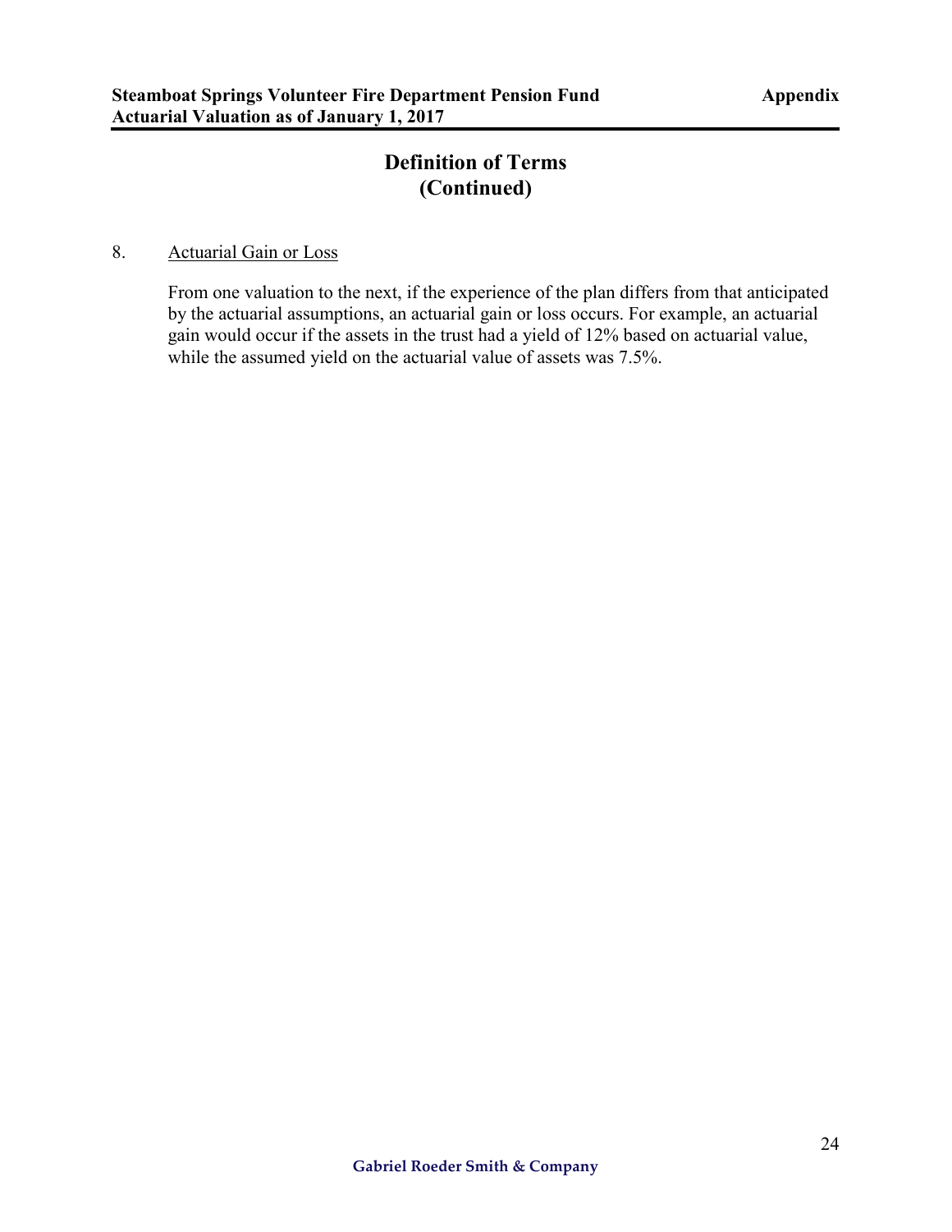## Definition of Terms (Continued)

8. Actual Gain or Loss

From one valuation to the next, if the experience of the plan differs from that anticipated by the actuarial assumptions, an actuarial gain or loss occurs. For example, an actuarial gain would occur if the assets in the trust had a yield of 12% based on actuarial value, while the assumed yield on the actuarial value of assets was 7.5%.

## Definition of Terms (Continued)

8. Actuarial Gain or Loss

From one valuation to the next, if the experience of the plan differs from that anticipated by the actuarial assumptions, an actuarial gain or loss occurs. For example, an actuarial gain would occur if the assets in the trust had a yield of 12% based on actuarial value, while the assumed yield on the actuarial value of assets was 7.5%.